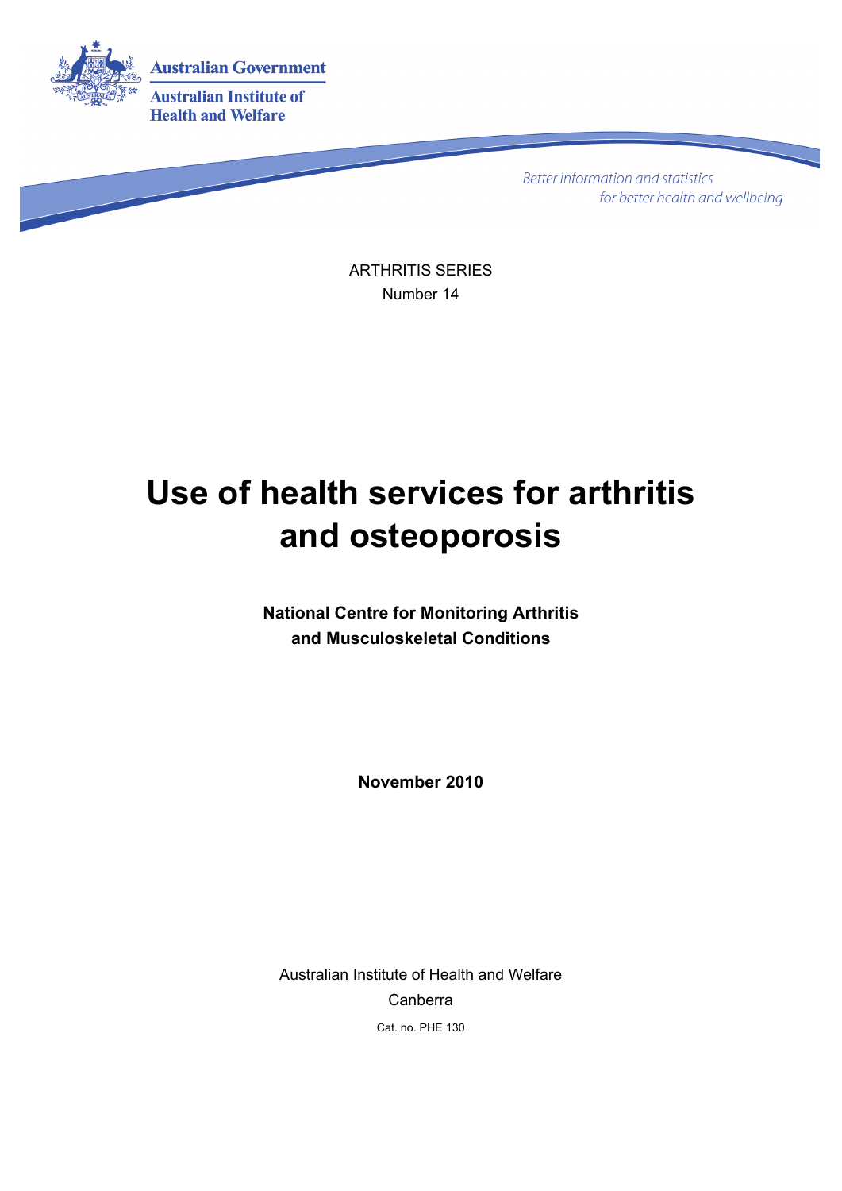Australian Government

Australian Institute of Health and Welfare

*Better information and statistics for better health and wellbeing*

ARTHRITIS SERIES

Number 14

# Use of health services for arthritis and osteoporosis

**National Centre for Monitoring Arthritis and Musculoskeletal Conditions**

**November 2010**

Australian Institute of Health and Welfare

Canberra

Cat. no. PHE 130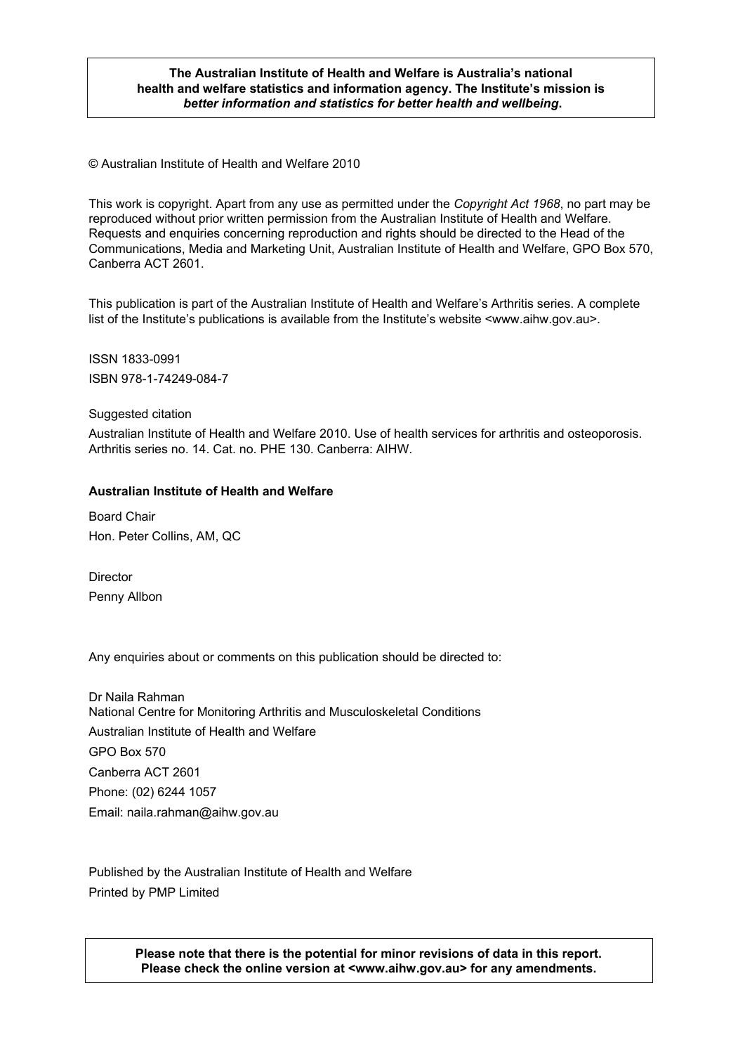**The Australian Institute of Health and Welfare is Australia's national health and welfare statistics and information agency. The Institute's mission is *better information and statistics for better health and wellbeing*.**

© Australian Institute of Health and Welfare 2010

This work is copyright. Apart from any use as permitted under the *Copyright Act 1968*, no part may be reproduced without prior written permission from the Australian Institute of Health and Welfare. Requests and enquiries concerning reproduction and rights should be directed to the Head of the Communications, Media and Marketing Unit, Australian Institute of Health and Welfare, GPO Box 570, Canberra ACT 2601.

This publication is part of the Australian Institute of Health and Welfare's Arthritis series. A complete list of the Institute's publications is available from the Institute's website <www.aihw.gov.au>.

ISSN 1833-0991

ISBN 978-1-74249-084-7

Suggested citation

Australian Institute of Health and Welfare 2010. Use of health services for arthritis and osteoporosis. Arthritis series no. 14. Cat. no. PHE 130. Canberra: AIHW.

**Australian Institute of Health and Welfare**

Board Chair

Hon. Peter Collins, AM, QC

Director

Penny Allbon

Any enquiries about or comments on this publication should be directed to:

Dr Naila Rahman
National Centre for Monitoring Arthritis and Musculoskeletal Conditions
Australian Institute of Health and Welfare
GPO Box 570
Canberra ACT 2601
Phone: (02) 6244 1057
Email: naila.rahman@aihw.gov.au

Published by the Australian Institute of Health and Welfare
Printed by PMP Limited

**Please note that there is the potential for minor revisions of data in this report. Please check the online version at <www.aihw.gov.au> for any amendments.**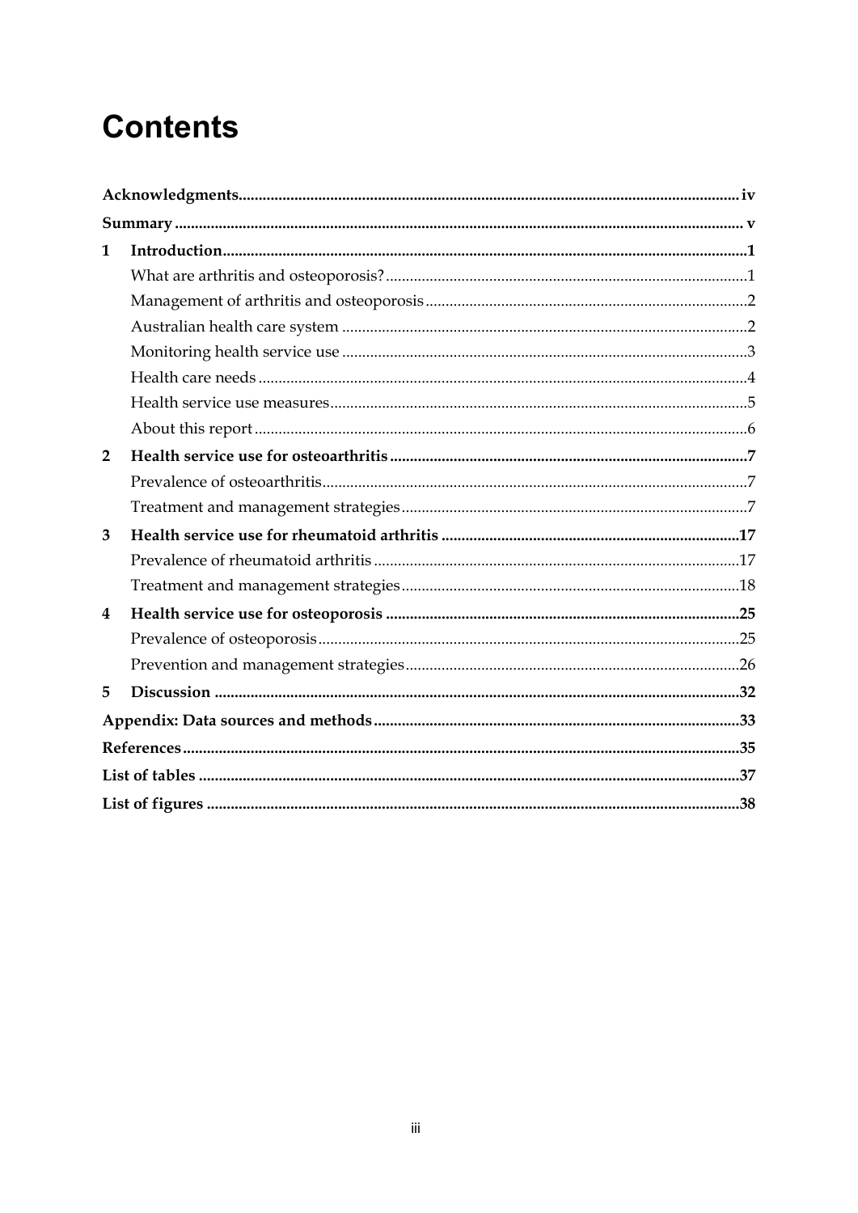# Contents

| | | |
|---|---|---|
| **Acknowledgments** | | **iv** |
| **Summary** | | **v** |
| **1** | **Introduction** | **1** |
| | What are arthritis and osteoporosis? | 1 |
| | Management of arthritis and osteoporosis | 2 |
| | Australian health care system | 2 |
| | Monitoring health service use | 3 |
| | Health care needs | 4 |
| | Health service use measures | 5 |
| | About this report | 6 |
| **2** | **Health service use for osteoarthritis** | **7** |
| | Prevalence of osteoarthritis | 7 |
| | Treatment and management strategies | 7 |
| **3** | **Health service use for rheumatoid arthritis** | **17** |
| | Prevalence of rheumatoid arthritis | 17 |
| | Treatment and management strategies | 18 |
| **4** | **Health service use for osteoporosis** | **25** |
| | Prevalence of osteoporosis | 25 |
| | Prevention and management strategies | 26 |
| **5** | **Discussion** | **32** |
| **Appendix: Data sources and methods** | | **33** |
| **References** | | **35** |
| **List of tables** | | **37** |
| **List of figures** | | **38** |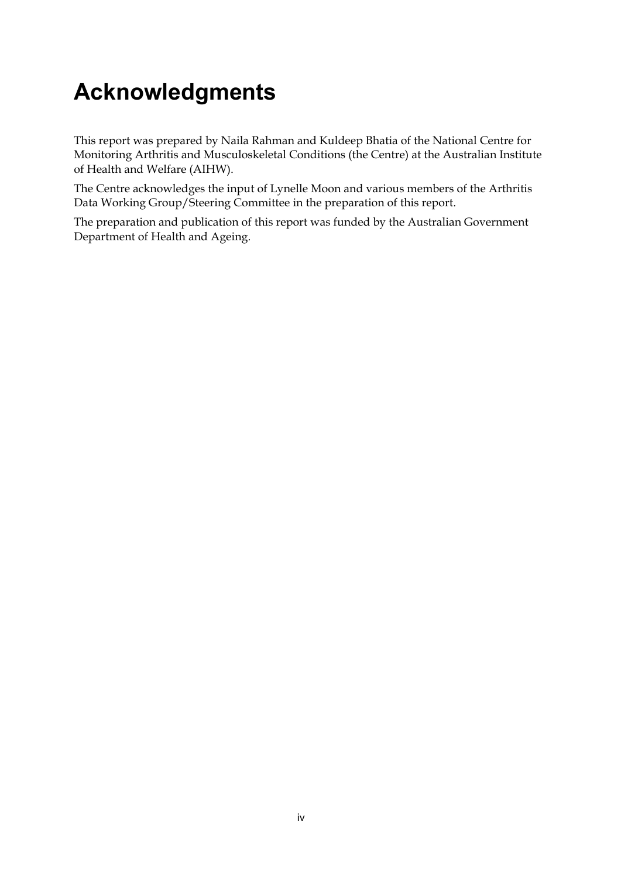# Acknowledgments

This report was prepared by Naila Rahman and Kuldeep Bhatia of the National Centre for Monitoring Arthritis and Musculoskeletal Conditions (the Centre) at the Australian Institute of Health and Welfare (AIHW).

The Centre acknowledges the input of Lynelle Moon and various members of the Arthritis Data Working Group/Steering Committee in the preparation of this report.

The preparation and publication of this report was funded by the Australian Government Department of Health and Ageing.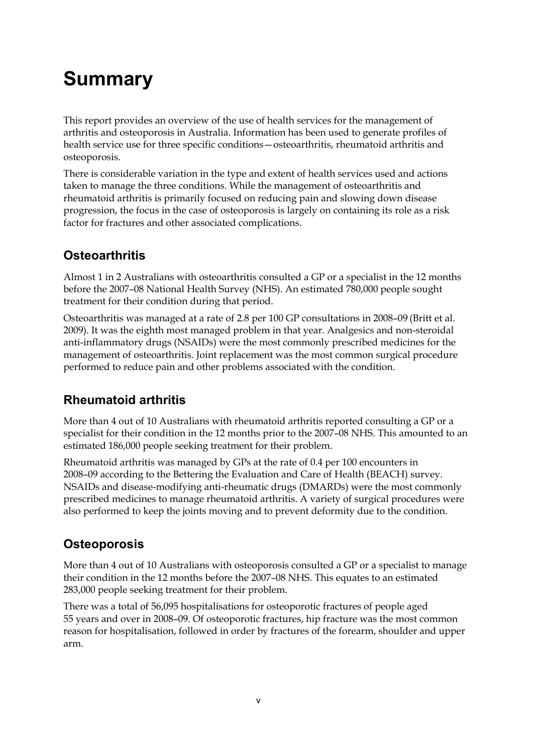# Summary

This report provides an overview of the use of health services for the management of arthritis and osteoporosis in Australia. Information has been used to generate profiles of health service use for three specific conditions—osteoarthritis, rheumatoid arthritis and osteoporosis.

There is considerable variation in the type and extent of health services used and actions taken to manage the three conditions. While the management of osteoarthritis and rheumatoid arthritis is primarily focused on reducing pain and slowing down disease progression, the focus in the case of osteoporosis is largely on containing its role as a risk factor for fractures and other associated complications.

## Osteoarthritis

Almost 1 in 2 Australians with osteoarthritis consulted a GP or a specialist in the 12 months before the 2007–08 National Health Survey (NHS). An estimated 780,000 people sought treatment for their condition during that period.

Osteoarthritis was managed at a rate of 2.8 per 100 GP consultations in 2008–09 (Britt et al. 2009). It was the eighth most managed problem in that year. Analgesics and non-steroidal anti-inflammatory drugs (NSAIDs) were the most commonly prescribed medicines for the management of osteoarthritis. Joint replacement was the most common surgical procedure performed to reduce pain and other problems associated with the condition.

## Rheumatoid arthritis

More than 4 out of 10 Australians with rheumatoid arthritis reported consulting a GP or a specialist for their condition in the 12 months prior to the 2007–08 NHS. This amounted to an estimated 186,000 people seeking treatment for their problem.

Rheumatoid arthritis was managed by GPs at the rate of 0.4 per 100 encounters in 2008–09 according to the Bettering the Evaluation and Care of Health (BEACH) survey. NSAIDs and disease-modifying anti-rheumatic drugs (DMARDs) were the most commonly prescribed medicines to manage rheumatoid arthritis. A variety of surgical procedures were also performed to keep the joints moving and to prevent deformity due to the condition.

## Osteoporosis

More than 4 out of 10 Australians with osteoporosis consulted a GP or a specialist to manage their condition in the 12 months before the 2007–08 NHS. This equates to an estimated 283,000 people seeking treatment for their problem.

There was a total of 56,095 hospitalisations for osteoporotic fractures of people aged 55 years and over in 2008–09. Of osteoporotic fractures, hip fracture was the most common reason for hospitalisation, followed in order by fractures of the forearm, shoulder and upper arm.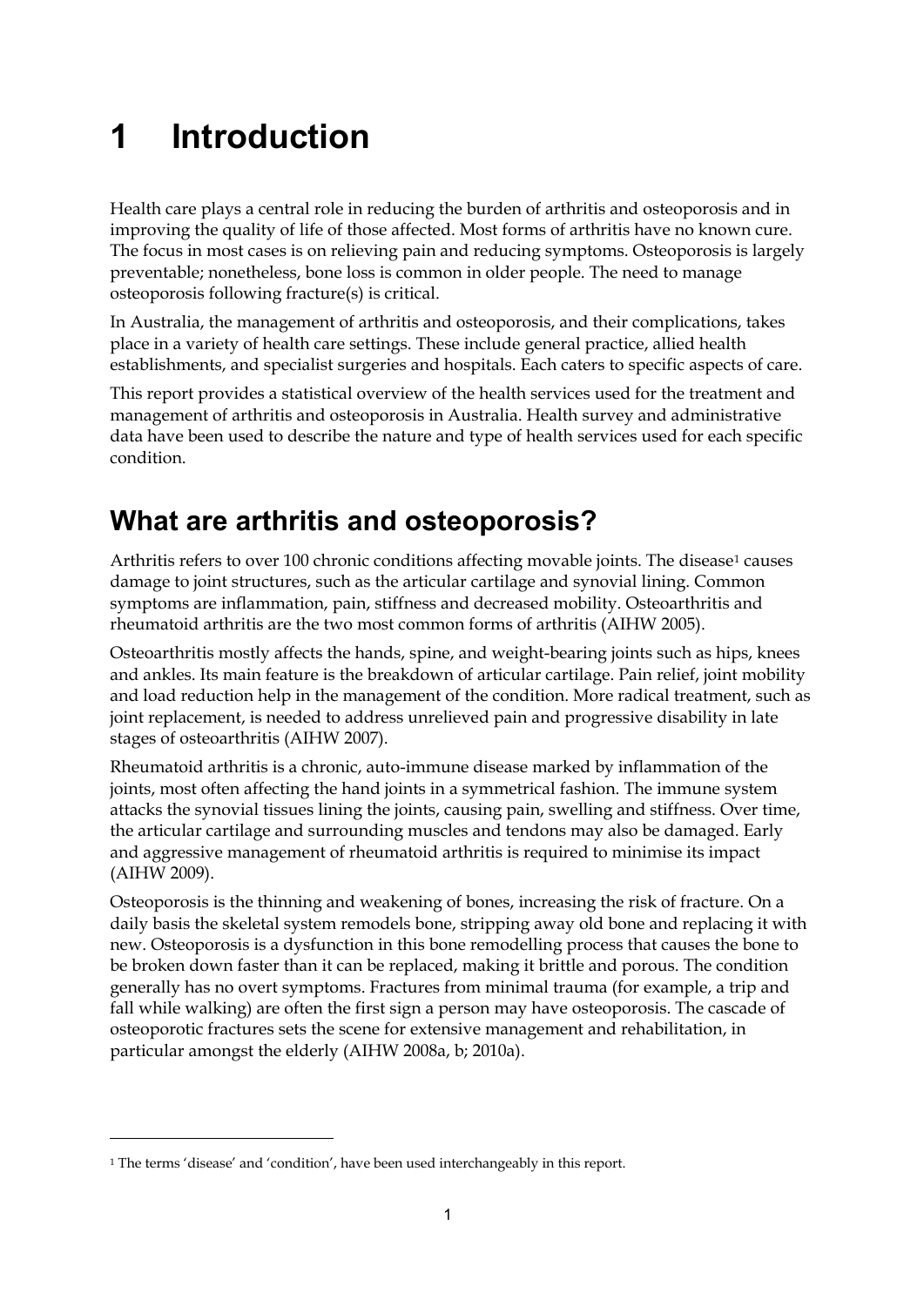# 1 Introduction

Health care plays a central role in reducing the burden of arthritis and osteoporosis and in improving the quality of life of those affected. Most forms of arthritis have no known cure. The focus in most cases is on relieving pain and reducing symptoms. Osteoporosis is largely preventable; nonetheless, bone loss is common in older people. The need to manage osteoporosis following fracture(s) is critical.

In Australia, the management of arthritis and osteoporosis, and their complications, takes place in a variety of health care settings. These include general practice, allied health establishments, and specialist surgeries and hospitals. Each caters to specific aspects of care.

This report provides a statistical overview of the health services used for the treatment and management of arthritis and osteoporosis in Australia. Health survey and administrative data have been used to describe the nature and type of health services used for each specific condition.

## What are arthritis and osteoporosis?

Arthritis refers to over 100 chronic conditions affecting movable joints. The disease[1] causes damage to joint structures, such as the articular cartilage and synovial lining. Common symptoms are inflammation, pain, stiffness and decreased mobility. Osteoarthritis and rheumatoid arthritis are the two most common forms of arthritis (AIHW 2005).

Osteoarthritis mostly affects the hands, spine, and weight-bearing joints such as hips, knees and ankles. Its main feature is the breakdown of articular cartilage. Pain relief, joint mobility and load reduction help in the management of the condition. More radical treatment, such as joint replacement, is needed to address unrelieved pain and progressive disability in late stages of osteoarthritis (AIHW 2007).

Rheumatoid arthritis is a chronic, auto-immune disease marked by inflammation of the joints, most often affecting the hand joints in a symmetrical fashion. The immune system attacks the synovial tissues lining the joints, causing pain, swelling and stiffness. Over time, the articular cartilage and surrounding muscles and tendons may also be damaged. Early and aggressive management of rheumatoid arthritis is required to minimise its impact (AIHW 2009).

Osteoporosis is the thinning and weakening of bones, increasing the risk of fracture. On a daily basis the skeletal system remodels bone, stripping away old bone and replacing it with new. Osteoporosis is a dysfunction in this bone remodelling process that causes the bone to be broken down faster than it can be replaced, making it brittle and porous. The condition generally has no overt symptoms. Fractures from minimal trauma (for example, a trip and fall while walking) are often the first sign a person may have osteoporosis. The cascade of osteoporotic fractures sets the scene for extensive management and rehabilitation, in particular amongst the elderly (AIHW 2008a, b; 2010a).

---

[1] The terms 'disease' and 'condition', have been used interchangeably in this report.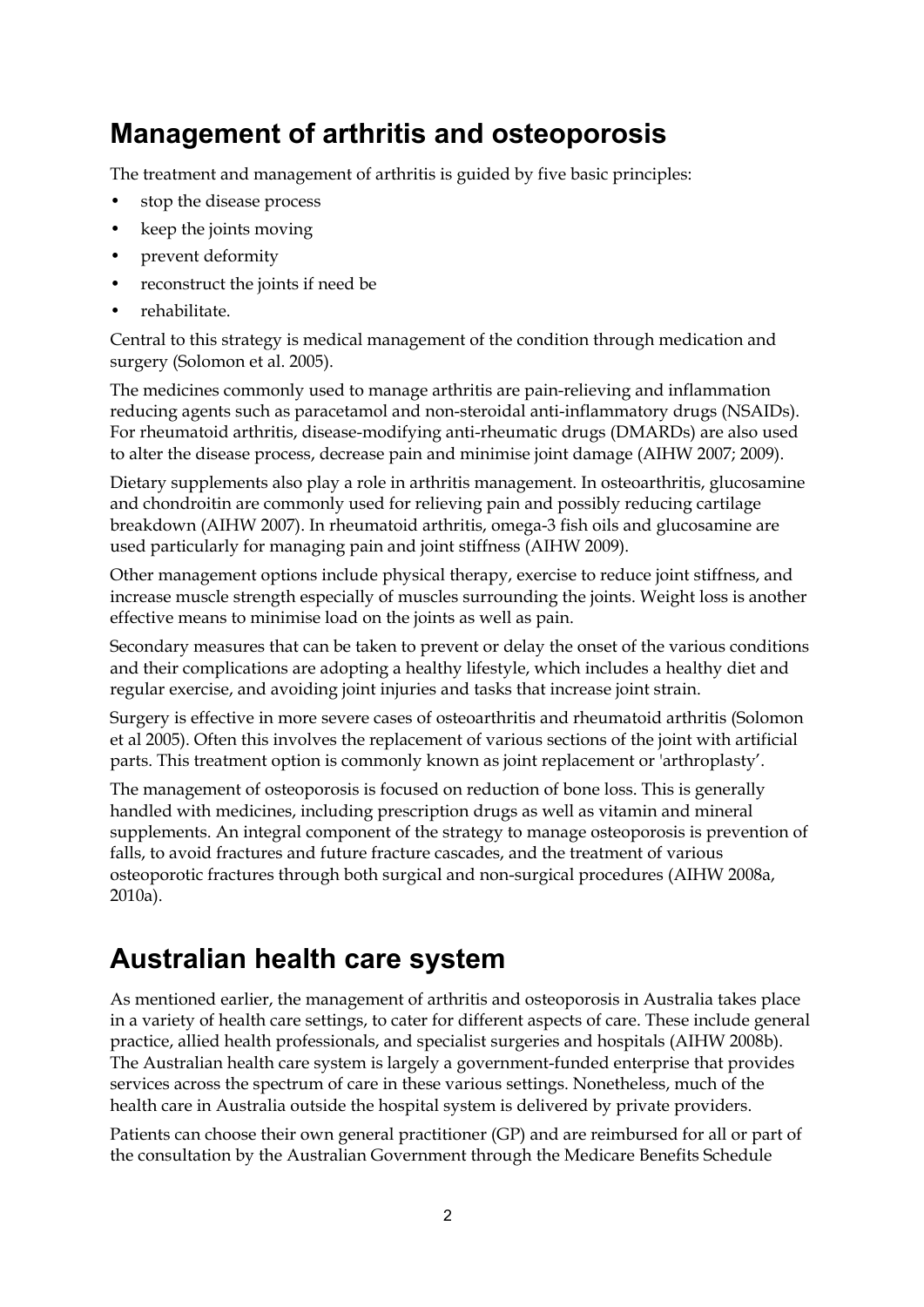## Management of arthritis and osteoporosis

The treatment and management of arthritis is guided by five basic principles:

- stop the disease process
- keep the joints moving
- prevent deformity
- reconstruct the joints if need be
- rehabilitate.

Central to this strategy is medical management of the condition through medication and surgery (Solomon et al. 2005).

The medicines commonly used to manage arthritis are pain-relieving and inflammation reducing agents such as paracetamol and non-steroidal anti-inflammatory drugs (NSAIDs). For rheumatoid arthritis, disease-modifying anti-rheumatic drugs (DMARDs) are also used to alter the disease process, decrease pain and minimise joint damage (AIHW 2007; 2009).

Dietary supplements also play a role in arthritis management. In osteoarthritis, glucosamine and chondroitin are commonly used for relieving pain and possibly reducing cartilage breakdown (AIHW 2007). In rheumatoid arthritis, omega-3 fish oils and glucosamine are used particularly for managing pain and joint stiffness (AIHW 2009).

Other management options include physical therapy, exercise to reduce joint stiffness, and increase muscle strength especially of muscles surrounding the joints. Weight loss is another effective means to minimise load on the joints as well as pain.

Secondary measures that can be taken to prevent or delay the onset of the various conditions and their complications are adopting a healthy lifestyle, which includes a healthy diet and regular exercise, and avoiding joint injuries and tasks that increase joint strain.

Surgery is effective in more severe cases of osteoarthritis and rheumatoid arthritis (Solomon et al 2005). Often this involves the replacement of various sections of the joint with artificial parts. This treatment option is commonly known as joint replacement or 'arthroplasty'.

The management of osteoporosis is focused on reduction of bone loss. This is generally handled with medicines, including prescription drugs as well as vitamin and mineral supplements. An integral component of the strategy to manage osteoporosis is prevention of falls, to avoid fractures and future fracture cascades, and the treatment of various osteoporotic fractures through both surgical and non-surgical procedures (AIHW 2008a, 2010a).

## Australian health care system

As mentioned earlier, the management of arthritis and osteoporosis in Australia takes place in a variety of health care settings, to cater for different aspects of care. These include general practice, allied health professionals, and specialist surgeries and hospitals (AIHW 2008b). The Australian health care system is largely a government-funded enterprise that provides services across the spectrum of care in these various settings. Nonetheless, much of the health care in Australia outside the hospital system is delivered by private providers.

Patients can choose their own general practitioner (GP) and are reimbursed for all or part of the consultation by the Australian Government through the Medicare Benefits Schedule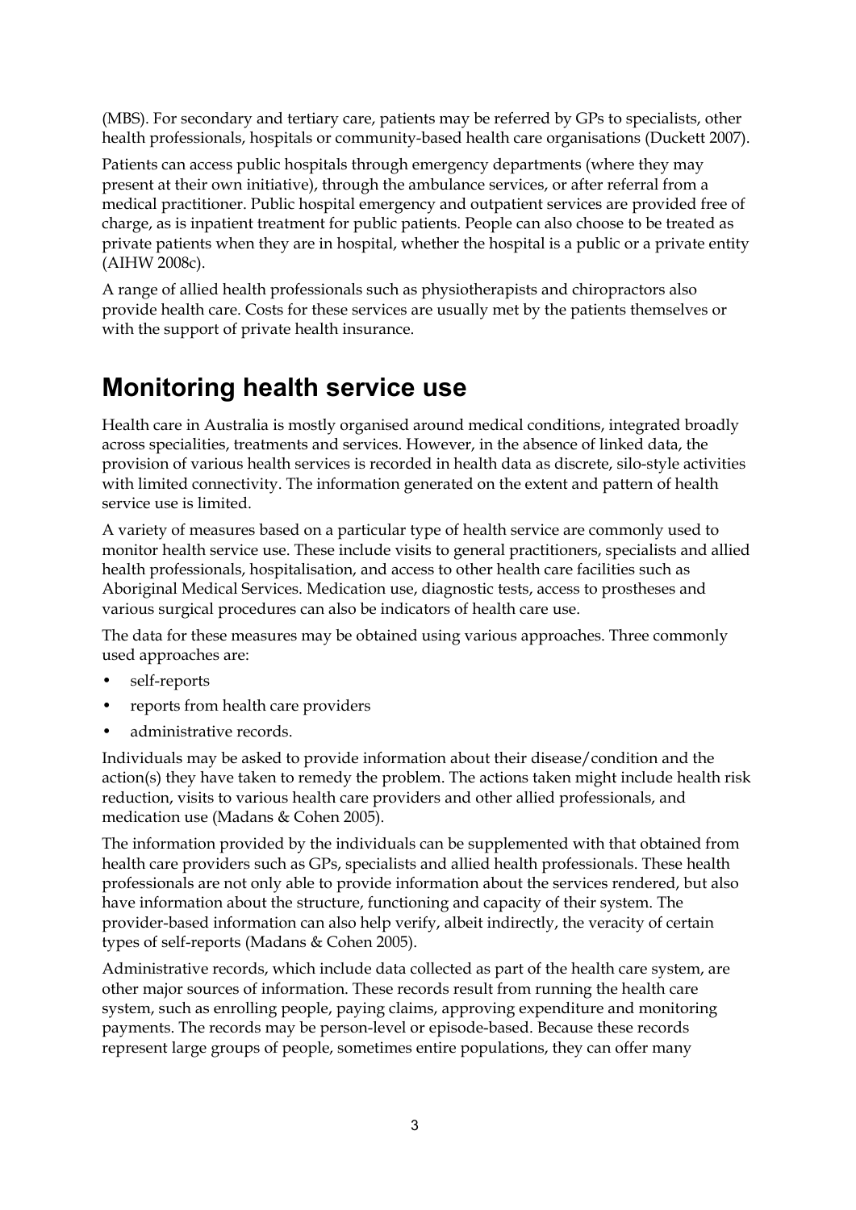(MBS). For secondary and tertiary care, patients may be referred by GPs to specialists, other health professionals, hospitals or community-based health care organisations (Duckett 2007).

Patients can access public hospitals through emergency departments (where they may present at their own initiative), through the ambulance services, or after referral from a medical practitioner. Public hospital emergency and outpatient services are provided free of charge, as is inpatient treatment for public patients. People can also choose to be treated as private patients when they are in hospital, whether the hospital is a public or a private entity (AIHW 2008c).

A range of allied health professionals such as physiotherapists and chiropractors also provide health care. Costs for these services are usually met by the patients themselves or with the support of private health insurance.

# Monitoring health service use

Health care in Australia is mostly organised around medical conditions, integrated broadly across specialities, treatments and services. However, in the absence of linked data, the provision of various health services is recorded in health data as discrete, silo-style activities with limited connectivity. The information generated on the extent and pattern of health service use is limited.

A variety of measures based on a particular type of health service are commonly used to monitor health service use. These include visits to general practitioners, specialists and allied health professionals, hospitalisation, and access to other health care facilities such as Aboriginal Medical Services. Medication use, diagnostic tests, access to prostheses and various surgical procedures can also be indicators of health care use.

The data for these measures may be obtained using various approaches. Three commonly used approaches are:

- self-reports
- reports from health care providers
- administrative records.

Individuals may be asked to provide information about their disease/condition and the action(s) they have taken to remedy the problem. The actions taken might include health risk reduction, visits to various health care providers and other allied professionals, and medication use (Madans & Cohen 2005).

The information provided by the individuals can be supplemented with that obtained from health care providers such as GPs, specialists and allied health professionals. These health professionals are not only able to provide information about the services rendered, but also have information about the structure, functioning and capacity of their system. The provider-based information can also help verify, albeit indirectly, the veracity of certain types of self-reports (Madans & Cohen 2005).

Administrative records, which include data collected as part of the health care system, are other major sources of information. These records result from running the health care system, such as enrolling people, paying claims, approving expenditure and monitoring payments. The records may be person-level or episode-based. Because these records represent large groups of people, sometimes entire populations, they can offer many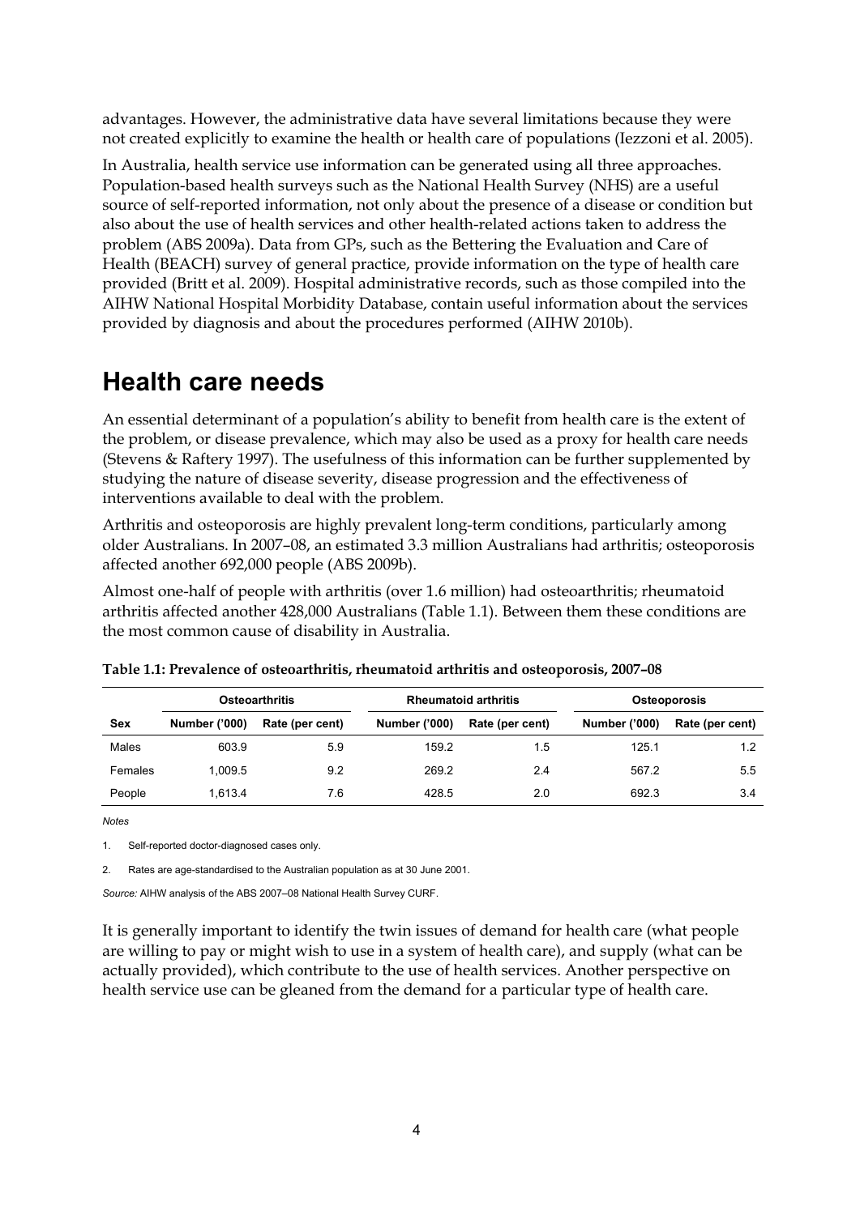advantages. However, the administrative data have several limitations because they were not created explicitly to examine the health or health care of populations (Iezzoni et al. 2005).

In Australia, health service use information can be generated using all three approaches. Population-based health surveys such as the National Health Survey (NHS) are a useful source of self-reported information, not only about the presence of a disease or condition but also about the use of health services and other health-related actions taken to address the problem (ABS 2009a). Data from GPs, such as the Bettering the Evaluation and Care of Health (BEACH) survey of general practice, provide information on the type of health care provided (Britt et al. 2009). Hospital administrative records, such as those compiled into the AIHW National Hospital Morbidity Database, contain useful information about the services provided by diagnosis and about the procedures performed (AIHW 2010b).

# Health care needs

An essential determinant of a population's ability to benefit from health care is the extent of the problem, or disease prevalence, which may also be used as a proxy for health care needs (Stevens & Raftery 1997). The usefulness of this information can be further supplemented by studying the nature of disease severity, disease progression and the effectiveness of interventions available to deal with the problem.

Arthritis and osteoporosis are highly prevalent long-term conditions, particularly among older Australians. In 2007–08, an estimated 3.3 million Australians had arthritis; osteoporosis affected another 692,000 people (ABS 2009b).

Almost one-half of people with arthritis (over 1.6 million) had osteoarthritis; rheumatoid arthritis affected another 428,000 Australians (Table 1.1). Between them these conditions are the most common cause of disability in Australia.

**Table 1.1: Prevalence of osteoarthritis, rheumatoid arthritis and osteoporosis, 2007–08**

| | Osteoarthritis | | Rheumatoid arthritis | | Osteoporosis | |
|---|---|---|---|---|---|---|
| Sex | Number ('000) | Rate (per cent) | Number ('000) | Rate (per cent) | Number ('000) | Rate (per cent) |
| Males | 603.9 | 5.9 | 159.2 | 1.5 | 125.1 | 1.2 |
| Females | 1,009.5 | 9.2 | 269.2 | 2.4 | 567.2 | 5.5 |
| People | 1,613.4 | 7.6 | 428.5 | 2.0 | 692.3 | 3.4 |

*Notes*

1. Self-reported doctor-diagnosed cases only.

2. Rates are age-standardised to the Australian population as at 30 June 2001.

*Source:* AIHW analysis of the ABS 2007–08 National Health Survey CURF.

It is generally important to identify the twin issues of demand for health care (what people are willing to pay or might wish to use in a system of health care), and supply (what can be actually provided), which contribute to the use of health services. Another perspective on health service use can be gleaned from the demand for a particular type of health care.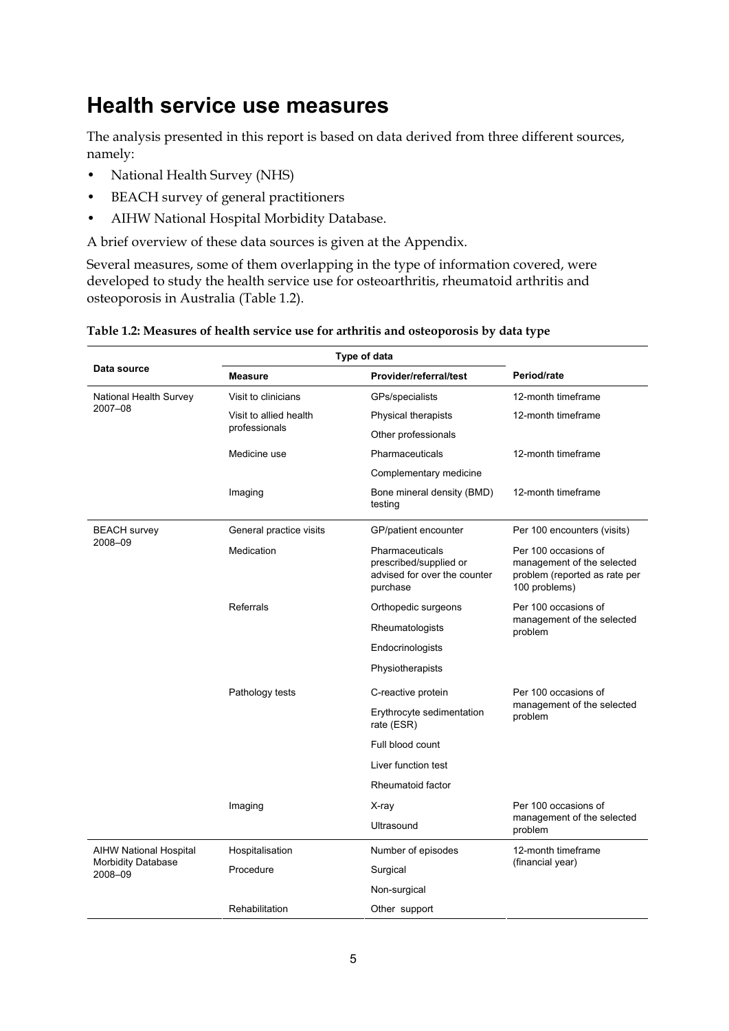# Health service use measures

The analysis presented in this report is based on data derived from three different sources, namely:

- National Health Survey (NHS)
- BEACH survey of general practitioners
- AIHW National Hospital Morbidity Database.

A brief overview of these data sources is given at the Appendix.

Several measures, some of them overlapping in the type of information covered, were developed to study the health service use for osteoarthritis, rheumatoid arthritis and osteoporosis in Australia (Table 1.2).

**Table 1.2: Measures of health service use for arthritis and osteoporosis by data type**

| Data source | Type of data | | |
|---|---|---|---|
| | **Measure** | **Provider/referral/test** | **Period/rate** |
| National Health Survey 2007–08 | Visit to clinicians | GPs/specialists | 12-month timeframe |
| | Visit to allied health professionals | Physical therapists | 12-month timeframe |
| | | Other professionals | |
| | Medicine use | Pharmaceuticals | 12-month timeframe |
| | | Complementary medicine | |
| | Imaging | Bone mineral density (BMD) testing | 12-month timeframe |
| BEACH survey 2008–09 | General practice visits | GP/patient encounter | Per 100 encounters (visits) |
| | Medication | Pharmaceuticals prescribed/supplied or advised for over the counter purchase | Per 100 occasions of management of the selected problem (reported as rate per 100 problems) |
| | Referrals | Orthopedic surgeons | Per 100 occasions of management of the selected problem |
| | | Rheumatologists | |
| | | Endocrinologists | |
| | | Physiotherapists | |
| | Pathology tests | C-reactive protein | Per 100 occasions of management of the selected problem |
| | | Erythrocyte sedimentation rate (ESR) | |
| | | Full blood count | |
| | | Liver function test | |
| | | Rheumatoid factor | |
| | Imaging | X-ray | Per 100 occasions of management of the selected problem |
| | | Ultrasound | |
| AIHW National Hospital Morbidity Database 2008–09 | Hospitalisation | Number of episodes | 12-month timeframe (financial year) |
| | Procedure | Surgical | |
| | | Non-surgical | |
| | Rehabilitation | Other support | |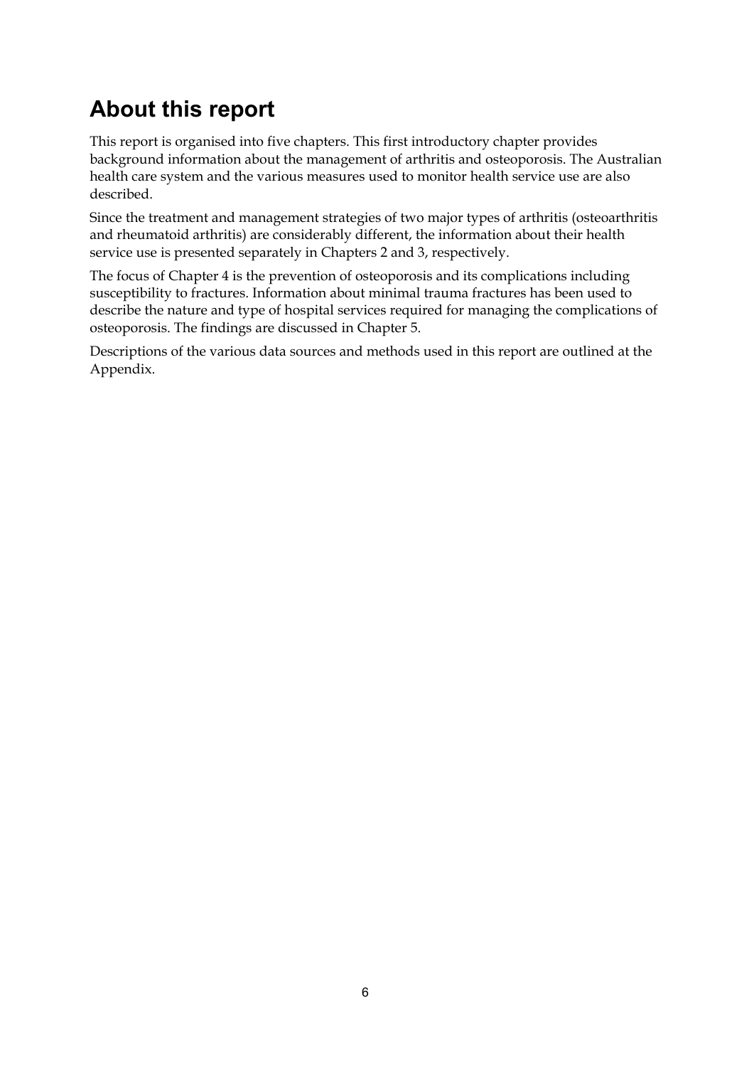## About this report

This report is organised into five chapters. This first introductory chapter provides background information about the management of arthritis and osteoporosis. The Australian health care system and the various measures used to monitor health service use are also described.

Since the treatment and management strategies of two major types of arthritis (osteoarthritis and rheumatoid arthritis) are considerably different, the information about their health service use is presented separately in Chapters 2 and 3, respectively.

The focus of Chapter 4 is the prevention of osteoporosis and its complications including susceptibility to fractures. Information about minimal trauma fractures has been used to describe the nature and type of hospital services required for managing the complications of osteoporosis. The findings are discussed in Chapter 5.

Descriptions of the various data sources and methods used in this report are outlined at the Appendix.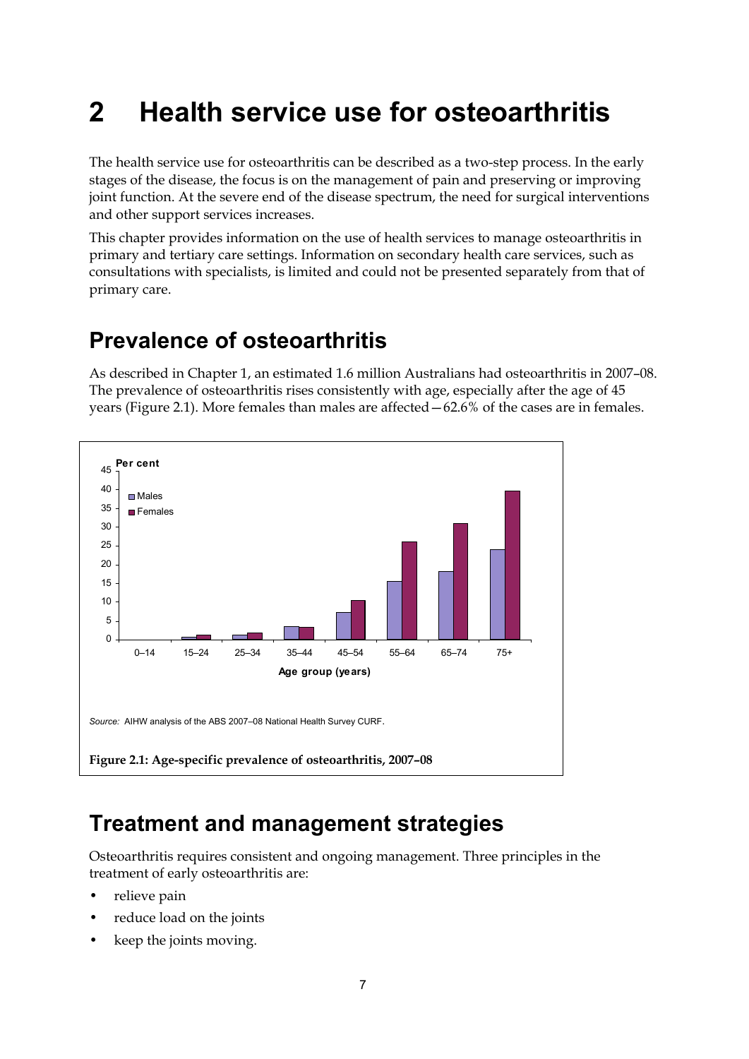# 2 Health service use for osteoarthritis

The health service use for osteoarthritis can be described as a two-step process. In the early stages of the disease, the focus is on the management of pain and preserving or improving joint function. At the severe end of the disease spectrum, the need for surgical interventions and other support services increases.

This chapter provides information on the use of health services to manage osteoarthritis in primary and tertiary care settings. Information on secondary health care services, such as consultations with specialists, is limited and could not be presented separately from that of primary care.

## Prevalence of osteoarthritis

As described in Chapter 1, an estimated 1.6 million Australians had osteoarthritis in 2007–08. The prevalence of osteoarthritis rises consistently with age, especially after the age of 45 years (Figure 2.1). More females than males are affected—62.6% of the cases are in females.

*Source:* AIHW analysis of the ABS 2007–08 National Health Survey CURF.

**Figure 2.1: Age-specific prevalence of osteoarthritis, 2007–08**

## Treatment and management strategies

Osteoarthritis requires consistent and ongoing management. Three principles in the treatment of early osteoarthritis are:

- relieve pain
- reduce load on the joints
- keep the joints moving.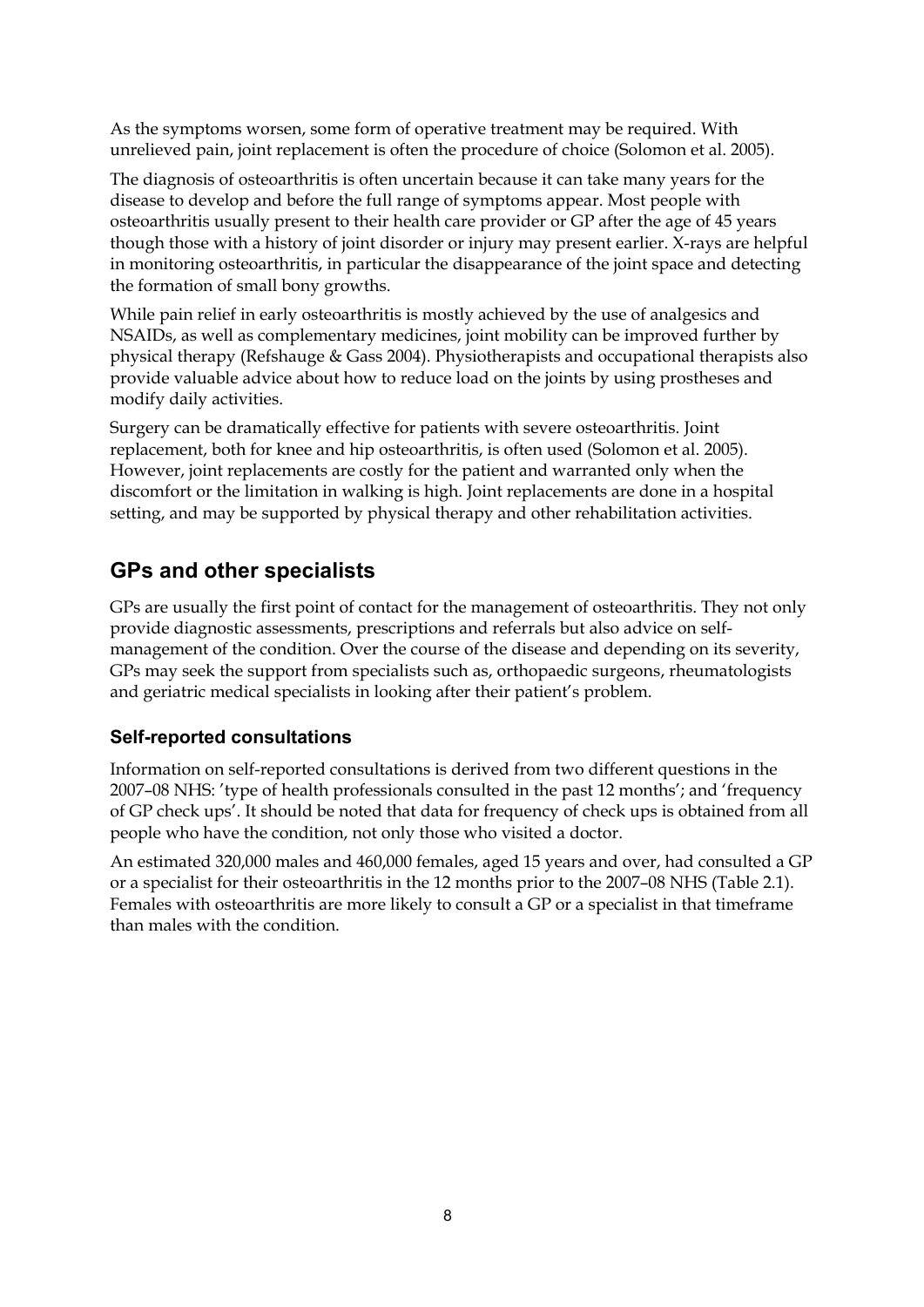As the symptoms worsen, some form of operative treatment may be required. With unrelieved pain, joint replacement is often the procedure of choice (Solomon et al. 2005).

The diagnosis of osteoarthritis is often uncertain because it can take many years for the disease to develop and before the full range of symptoms appear. Most people with osteoarthritis usually present to their health care provider or GP after the age of 45 years though those with a history of joint disorder or injury may present earlier. X-rays are helpful in monitoring osteoarthritis, in particular the disappearance of the joint space and detecting the formation of small bony growths.

While pain relief in early osteoarthritis is mostly achieved by the use of analgesics and NSAIDs, as well as complementary medicines, joint mobility can be improved further by physical therapy (Refshauge & Gass 2004). Physiotherapists and occupational therapists also provide valuable advice about how to reduce load on the joints by using prostheses and modify daily activities.

Surgery can be dramatically effective for patients with severe osteoarthritis. Joint replacement, both for knee and hip osteoarthritis, is often used (Solomon et al. 2005). However, joint replacements are costly for the patient and warranted only when the discomfort or the limitation in walking is high. Joint replacements are done in a hospital setting, and may be supported by physical therapy and other rehabilitation activities.

## GPs and other specialists

GPs are usually the first point of contact for the management of osteoarthritis. They not only provide diagnostic assessments, prescriptions and referrals but also advice on self-management of the condition. Over the course of the disease and depending on its severity, GPs may seek the support from specialists such as, orthopaedic surgeons, rheumatologists and geriatric medical specialists in looking after their patient's problem.

### Self-reported consultations

Information on self-reported consultations is derived from two different questions in the 2007–08 NHS: 'type of health professionals consulted in the past 12 months'; and 'frequency of GP check ups'. It should be noted that data for frequency of check ups is obtained from all people who have the condition, not only those who visited a doctor.

An estimated 320,000 males and 460,000 females, aged 15 years and over, had consulted a GP or a specialist for their osteoarthritis in the 12 months prior to the 2007–08 NHS (Table 2.1). Females with osteoarthritis are more likely to consult a GP or a specialist in that timeframe than males with the condition.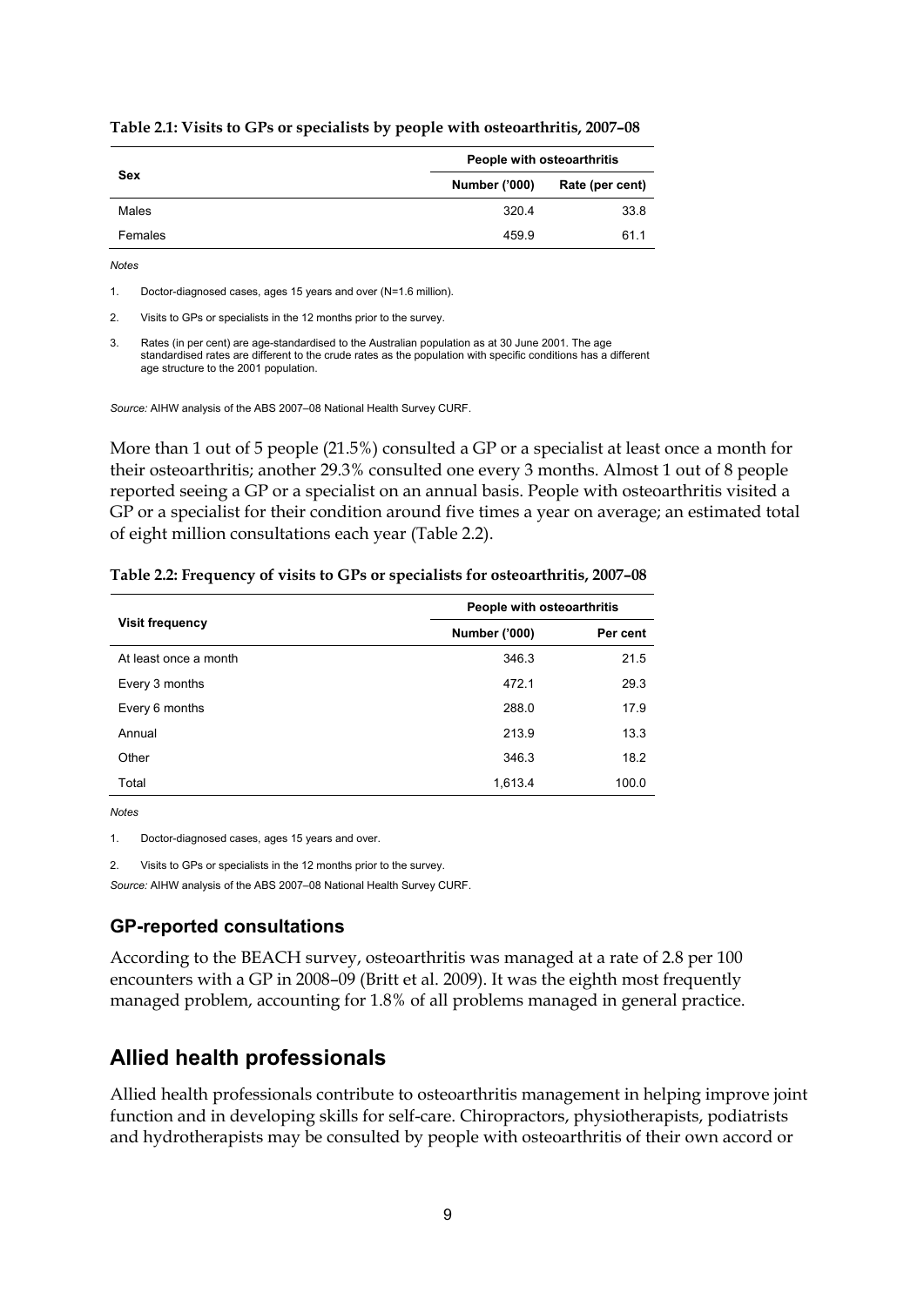**Table 2.1: Visits to GPs or specialists by people with osteoarthritis, 2007–08**

| Sex | People with osteoarthritis | |
|---|---|---|
| | Number ('000) | Rate (per cent) |
| Males | 320.4 | 33.8 |
| Females | 459.9 | 61.1 |

*Notes*

1. Doctor-diagnosed cases, ages 15 years and over (N=1.6 million).
2. Visits to GPs or specialists in the 12 months prior to the survey.
3. Rates (in per cent) are age-standardised to the Australian population as at 30 June 2001. The age standardised rates are different to the crude rates as the population with specific conditions has a different age structure to the 2001 population.

*Source:* AIHW analysis of the ABS 2007–08 National Health Survey CURF.

More than 1 out of 5 people (21.5%) consulted a GP or a specialist at least once a month for their osteoarthritis; another 29.3% consulted one every 3 months. Almost 1 out of 8 people reported seeing a GP or a specialist on an annual basis. People with osteoarthritis visited a GP or a specialist for their condition around five times a year on average; an estimated total of eight million consultations each year (Table 2.2).

**Table 2.2: Frequency of visits to GPs or specialists for osteoarthritis, 2007–08**

| Visit frequency | People with osteoarthritis | |
|---|---|---|
| | Number ('000) | Per cent |
| At least once a month | 346.3 | 21.5 |
| Every 3 months | 472.1 | 29.3 |
| Every 6 months | 288.0 | 17.9 |
| Annual | 213.9 | 13.3 |
| Other | 346.3 | 18.2 |
| Total | 1,613.4 | 100.0 |

*Notes*

1. Doctor-diagnosed cases, ages 15 years and over.
2. Visits to GPs or specialists in the 12 months prior to the survey.

*Source:* AIHW analysis of the ABS 2007–08 National Health Survey CURF.

### GP-reported consultations

According to the BEACH survey, osteoarthritis was managed at a rate of 2.8 per 100 encounters with a GP in 2008–09 (Britt et al. 2009). It was the eighth most frequently managed problem, accounting for 1.8% of all problems managed in general practice.

## Allied health professionals

Allied health professionals contribute to osteoarthritis management in helping improve joint function and in developing skills for self-care. Chiropractors, physiotherapists, podiatrists and hydrotherapists may be consulted by people with osteoarthritis of their own accord or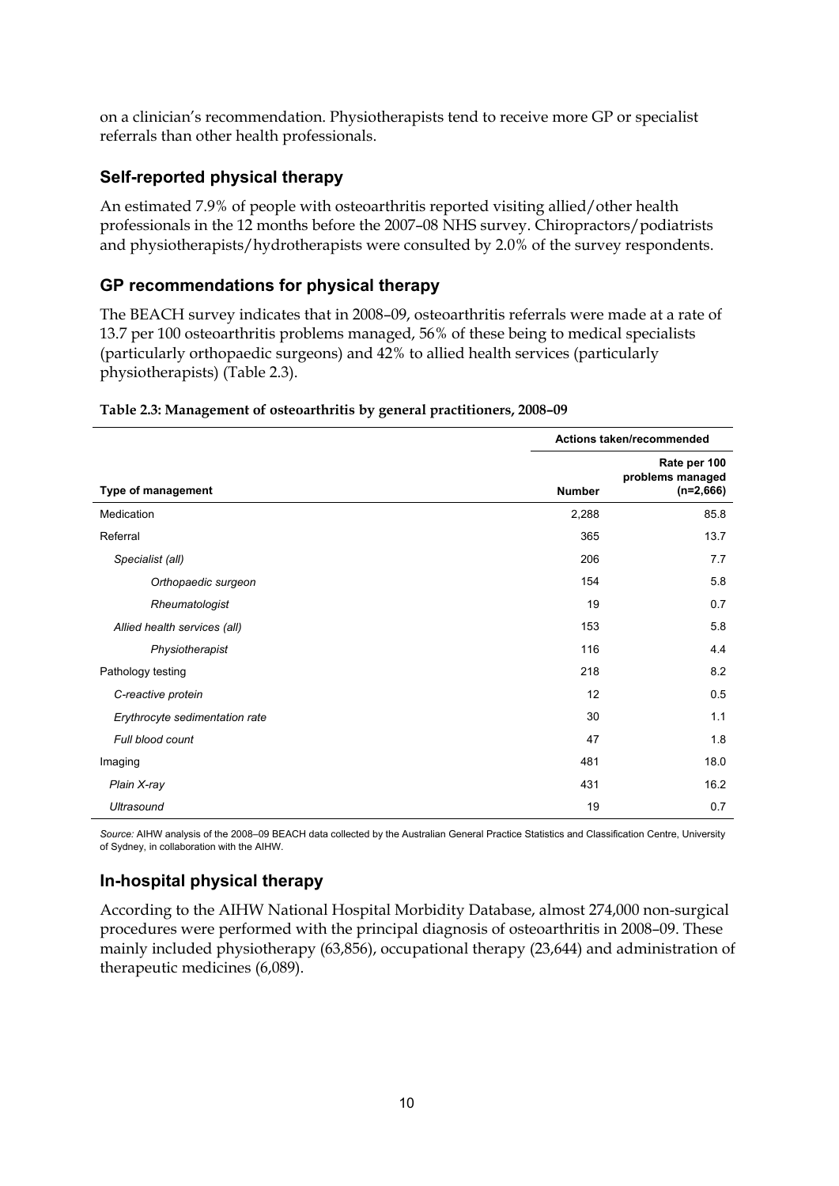on a clinician's recommendation. Physiotherapists tend to receive more GP or specialist referrals than other health professionals.

## Self-reported physical therapy

An estimated 7.9% of people with osteoarthritis reported visiting allied/other health professionals in the 12 months before the 2007–08 NHS survey. Chiropractors/podiatrists and physiotherapists/hydrotherapists were consulted by 2.0% of the survey respondents.

## GP recommendations for physical therapy

The BEACH survey indicates that in 2008–09, osteoarthritis referrals were made at a rate of 13.7 per 100 osteoarthritis problems managed, 56% of these being to medical specialists (particularly orthopaedic surgeons) and 42% to allied health services (particularly physiotherapists) (Table 2.3).

**Table 2.3: Management of osteoarthritis by general practitioners, 2008–09**

| | Actions taken/recommended | |
|---|---|---|
| **Type of management** | **Number** | **Rate per 100 problems managed (n=2,666)** |
| Medication | 2,288 | 85.8 |
| Referral | 365 | 13.7 |
| *Specialist (all)* | 206 | 7.7 |
| *Orthopaedic surgeon* | 154 | 5.8 |
| *Rheumatologist* | 19 | 0.7 |
| *Allied health services (all)* | 153 | 5.8 |
| *Physiotherapist* | 116 | 4.4 |
| Pathology testing | 218 | 8.2 |
| *C-reactive protein* | 12 | 0.5 |
| *Erythrocyte sedimentation rate* | 30 | 1.1 |
| *Full blood count* | 47 | 1.8 |
| Imaging | 481 | 18.0 |
| *Plain X-ray* | 431 | 16.2 |
| *Ultrasound* | 19 | 0.7 |

*Source:* AIHW analysis of the 2008–09 BEACH data collected by the Australian General Practice Statistics and Classification Centre, University of Sydney, in collaboration with the AIHW.

## In-hospital physical therapy

According to the AIHW National Hospital Morbidity Database, almost 274,000 non-surgical procedures were performed with the principal diagnosis of osteoarthritis in 2008–09. These mainly included physiotherapy (63,856), occupational therapy (23,644) and administration of therapeutic medicines (6,089).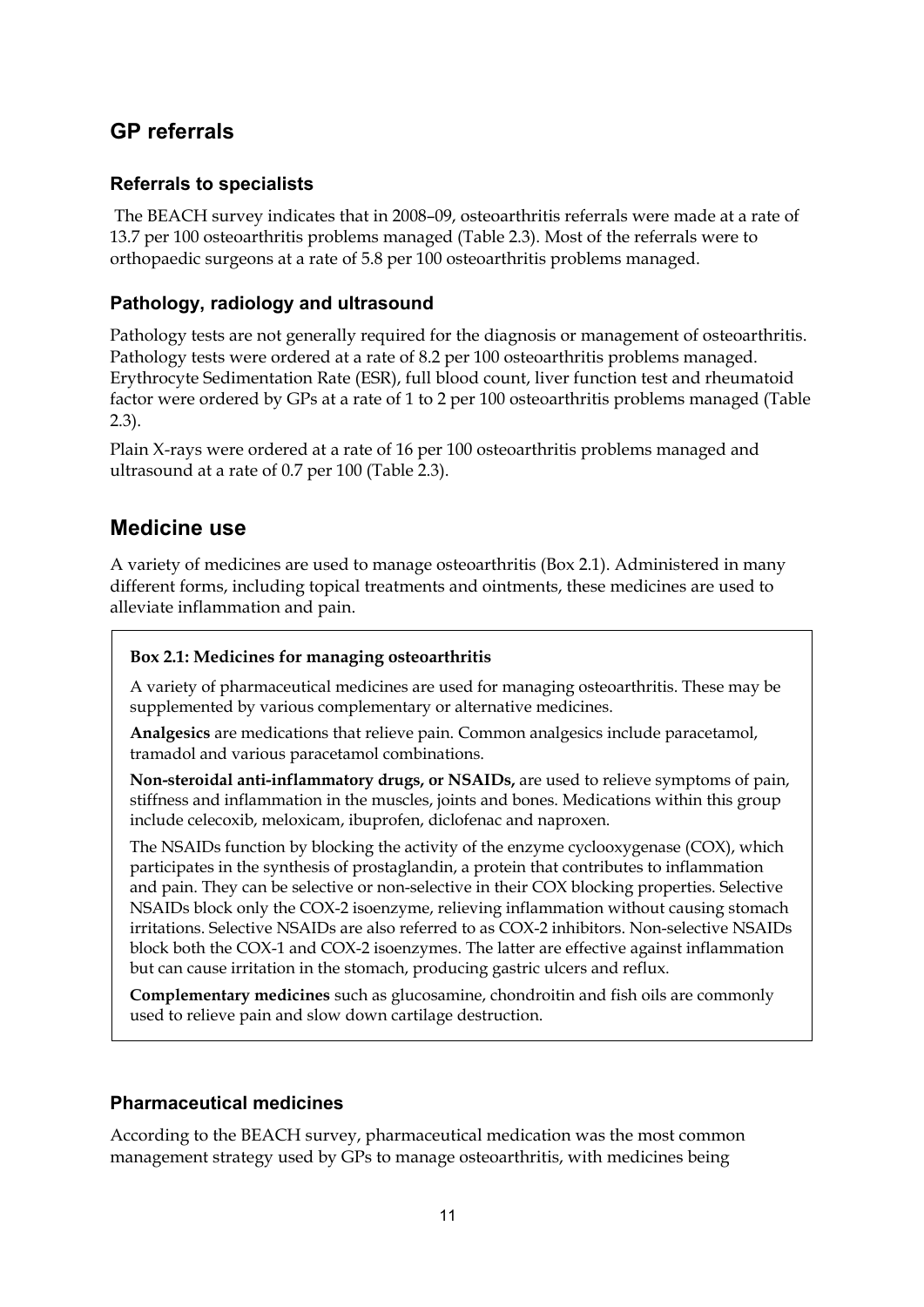## GP referrals

### Referrals to specialists

The BEACH survey indicates that in 2008–09, osteoarthritis referrals were made at a rate of 13.7 per 100 osteoarthritis problems managed (Table 2.3). Most of the referrals were to orthopaedic surgeons at a rate of 5.8 per 100 osteoarthritis problems managed.

### Pathology, radiology and ultrasound

Pathology tests are not generally required for the diagnosis or management of osteoarthritis. Pathology tests were ordered at a rate of 8.2 per 100 osteoarthritis problems managed. Erythrocyte Sedimentation Rate (ESR), full blood count, liver function test and rheumatoid factor were ordered by GPs at a rate of 1 to 2 per 100 osteoarthritis problems managed (Table 2.3).

Plain X-rays were ordered at a rate of 16 per 100 osteoarthritis problems managed and ultrasound at a rate of 0.7 per 100 (Table 2.3).

## Medicine use

A variety of medicines are used to manage osteoarthritis (Box 2.1). Administered in many different forms, including topical treatments and ointments, these medicines are used to alleviate inflammation and pain.

**Box 2.1: Medicines for managing osteoarthritis**

A variety of pharmaceutical medicines are used for managing osteoarthritis. These may be supplemented by various complementary or alternative medicines.

**Analgesics** are medications that relieve pain. Common analgesics include paracetamol, tramadol and various paracetamol combinations.

**Non-steroidal anti-inflammatory drugs, or NSAIDs,** are used to relieve symptoms of pain, stiffness and inflammation in the muscles, joints and bones. Medications within this group include celecoxib, meloxicam, ibuprofen, diclofenac and naproxen.

The NSAIDs function by blocking the activity of the enzyme cyclooxygenase (COX), which participates in the synthesis of prostaglandin, a protein that contributes to inflammation and pain. They can be selective or non-selective in their COX blocking properties. Selective NSAIDs block only the COX-2 isoenzyme, relieving inflammation without causing stomach irritations. Selective NSAIDs are also referred to as COX-2 inhibitors. Non-selective NSAIDs block both the COX-1 and COX-2 isoenzymes. The latter are effective against inflammation but can cause irritation in the stomach, producing gastric ulcers and reflux.

**Complementary medicines** such as glucosamine, chondroitin and fish oils are commonly used to relieve pain and slow down cartilage destruction.

### Pharmaceutical medicines

According to the BEACH survey, pharmaceutical medication was the most common management strategy used by GPs to manage osteoarthritis, with medicines being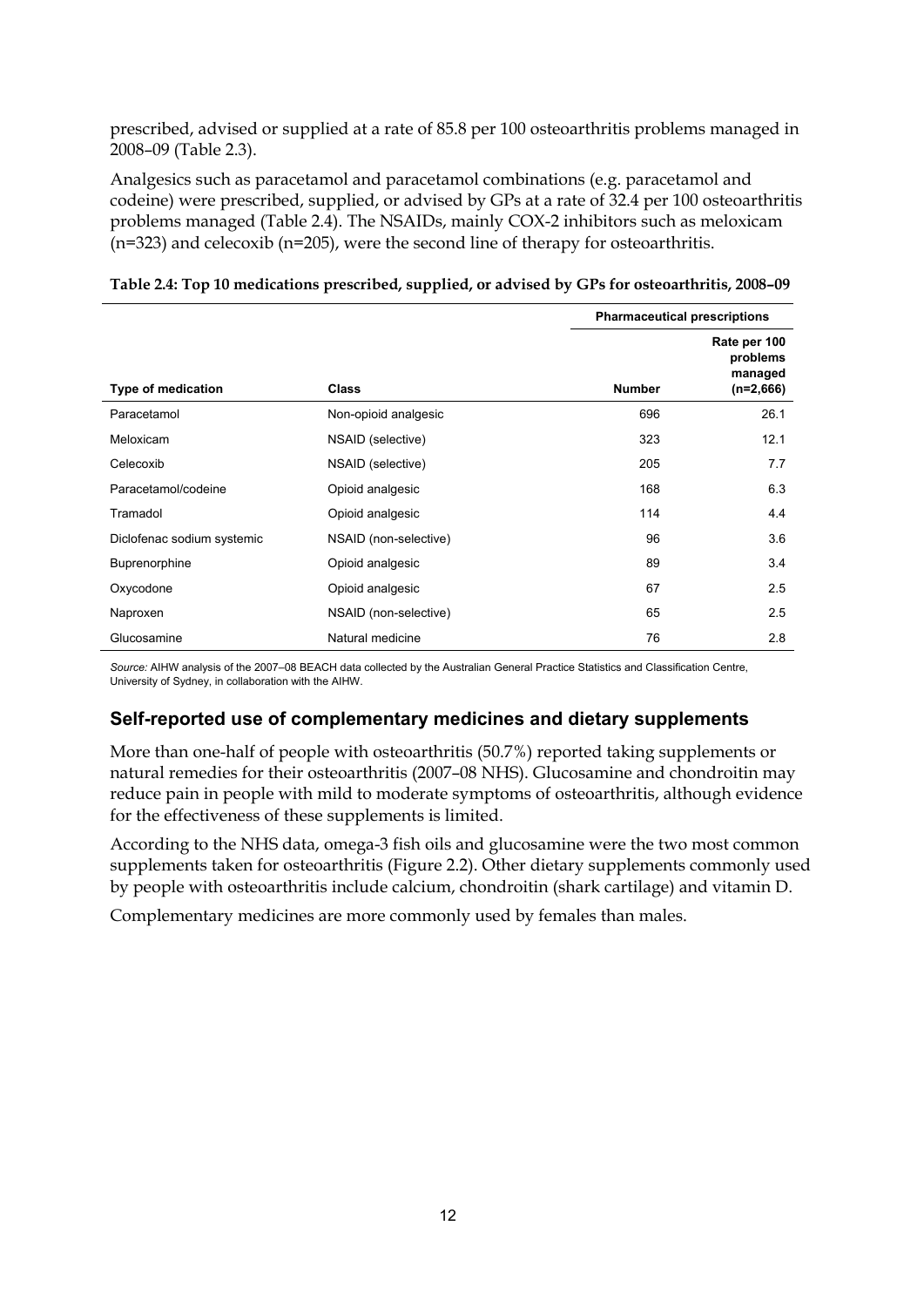prescribed, advised or supplied at a rate of 85.8 per 100 osteoarthritis problems managed in 2008–09 (Table 2.3).

Analgesics such as paracetamol and paracetamol combinations (e.g. paracetamol and codeine) were prescribed, supplied, or advised by GPs at a rate of 32.4 per 100 osteoarthritis problems managed (Table 2.4). The NSAIDs, mainly COX-2 inhibitors such as meloxicam (n=323) and celecoxib (n=205), were the second line of therapy for osteoarthritis.

**Table 2.4: Top 10 medications prescribed, supplied, or advised by GPs for osteoarthritis, 2008–09**

| | | Pharmaceutical prescriptions | |
|---|---|---|---|
| **Type of medication** | **Class** | **Number** | **Rate per 100 problems managed (n=2,666)** |
| Paracetamol | Non-opioid analgesic | 696 | 26.1 |
| Meloxicam | NSAID (selective) | 323 | 12.1 |
| Celecoxib | NSAID (selective) | 205 | 7.7 |
| Paracetamol/codeine | Opioid analgesic | 168 | 6.3 |
| Tramadol | Opioid analgesic | 114 | 4.4 |
| Diclofenac sodium systemic | NSAID (non-selective) | 96 | 3.6 |
| Buprenorphine | Opioid analgesic | 89 | 3.4 |
| Oxycodone | Opioid analgesic | 67 | 2.5 |
| Naproxen | NSAID (non-selective) | 65 | 2.5 |
| Glucosamine | Natural medicine | 76 | 2.8 |

*Source:* AIHW analysis of the 2007–08 BEACH data collected by the Australian General Practice Statistics and Classification Centre, University of Sydney, in collaboration with the AIHW.

### Self-reported use of complementary medicines and dietary supplements

More than one-half of people with osteoarthritis (50.7%) reported taking supplements or natural remedies for their osteoarthritis (2007–08 NHS). Glucosamine and chondroitin may reduce pain in people with mild to moderate symptoms of osteoarthritis, although evidence for the effectiveness of these supplements is limited.

According to the NHS data, omega-3 fish oils and glucosamine were the two most common supplements taken for osteoarthritis (Figure 2.2). Other dietary supplements commonly used by people with osteoarthritis include calcium, chondroitin (shark cartilage) and vitamin D.

Complementary medicines are more commonly used by females than males.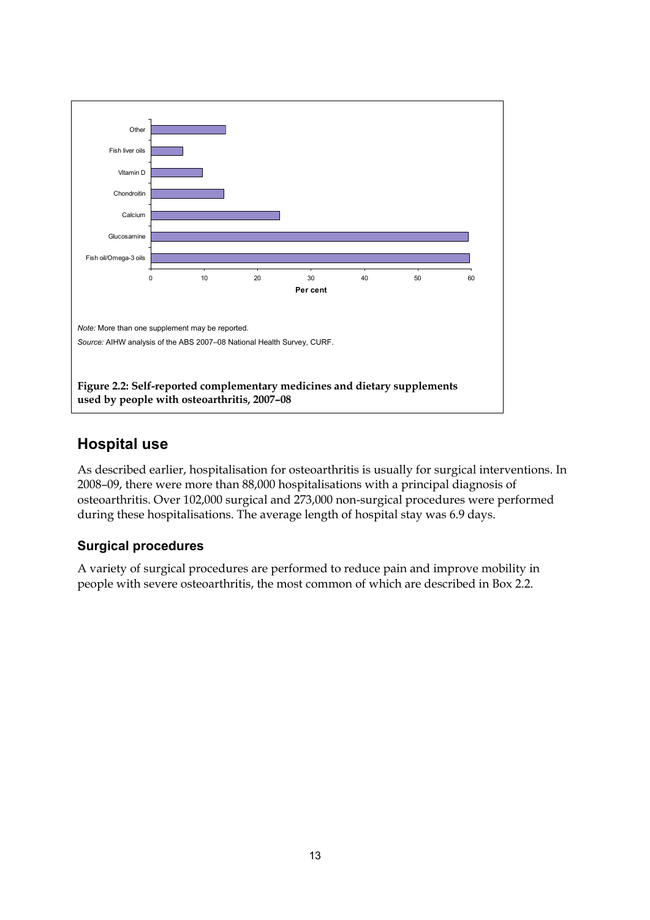Other

Fish liver oils

Vitamin D

Chondroitin

Calcium

Glucosamine

Fish oil/Omega-3 oils

0 10 20 30 40 50 60

Per cent

*Note:* More than one supplement may be reported.

*Source:* AIHW analysis of the ABS 2007–08 National Health Survey, CURF.

**Figure 2.2: Self-reported complementary medicines and dietary supplements used by people with osteoarthritis, 2007–08**

## Hospital use

As described earlier, hospitalisation for osteoarthritis is usually for surgical interventions. In 2008–09, there were more than 88,000 hospitalisations with a principal diagnosis of osteoarthritis. Over 102,000 surgical and 273,000 non-surgical procedures were performed during these hospitalisations. The average length of hospital stay was 6.9 days.

### Surgical procedures

A variety of surgical procedures are performed to reduce pain and improve mobility in people with severe osteoarthritis, the most common of which are described in Box 2.2.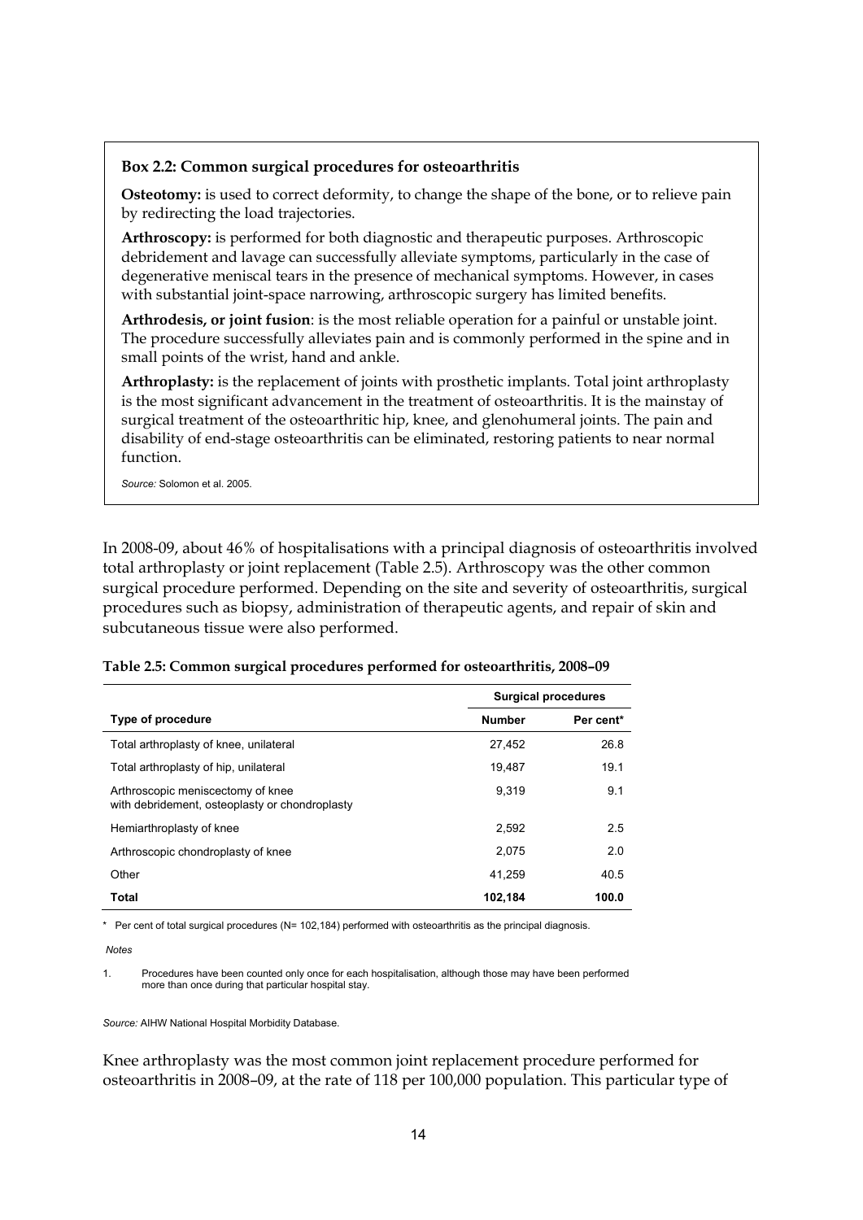**Box 2.2: Common surgical procedures for osteoarthritis**

**Osteotomy:** is used to correct deformity, to change the shape of the bone, or to relieve pain by redirecting the load trajectories.

**Arthroscopy:** is performed for both diagnostic and therapeutic purposes. Arthroscopic debridement and lavage can successfully alleviate symptoms, particularly in the case of degenerative meniscal tears in the presence of mechanical symptoms. However, in cases with substantial joint-space narrowing, arthroscopic surgery has limited benefits.

**Arthrodesis, or joint fusion**: is the most reliable operation for a painful or unstable joint. The procedure successfully alleviates pain and is commonly performed in the spine and in small points of the wrist, hand and ankle.

**Arthroplasty:** is the replacement of joints with prosthetic implants. Total joint arthroplasty is the most significant advancement in the treatment of osteoarthritis. It is the mainstay of surgical treatment of the osteoarthritic hip, knee, and glenohumeral joints. The pain and disability of end-stage osteoarthritis can be eliminated, restoring patients to near normal function.

*Source:* Solomon et al. 2005.

In 2008-09, about 46% of hospitalisations with a principal diagnosis of osteoarthritis involved total arthroplasty or joint replacement (Table 2.5). Arthroscopy was the other common surgical procedure performed. Depending on the site and severity of osteoarthritis, surgical procedures such as biopsy, administration of therapeutic agents, and repair of skin and subcutaneous tissue were also performed.

**Table 2.5: Common surgical procedures performed for osteoarthritis, 2008–09**

| | Surgical procedures | |
|---|---|---|
| **Type of procedure** | **Number** | **Per cent*** |
| Total arthroplasty of knee, unilateral | 27,452 | 26.8 |
| Total arthroplasty of hip, unilateral | 19,487 | 19.1 |
| Arthroscopic meniscectomy of knee with debridement, osteoplasty or chondroplasty | 9,319 | 9.1 |
| Hemiarthroplasty of knee | 2,592 | 2.5 |
| Arthroscopic chondroplasty of knee | 2,075 | 2.0 |
| Other | 41,259 | 40.5 |
| **Total** | **102,184** | **100.0** |

\* Per cent of total surgical procedures (N= 102,184) performed with osteoarthritis as the principal diagnosis.

*Notes*

1. Procedures have been counted only once for each hospitalisation, although those may have been performed more than once during that particular hospital stay.

*Source:* AIHW National Hospital Morbidity Database.

Knee arthroplasty was the most common joint replacement procedure performed for osteoarthritis in 2008–09, at the rate of 118 per 100,000 population. This particular type of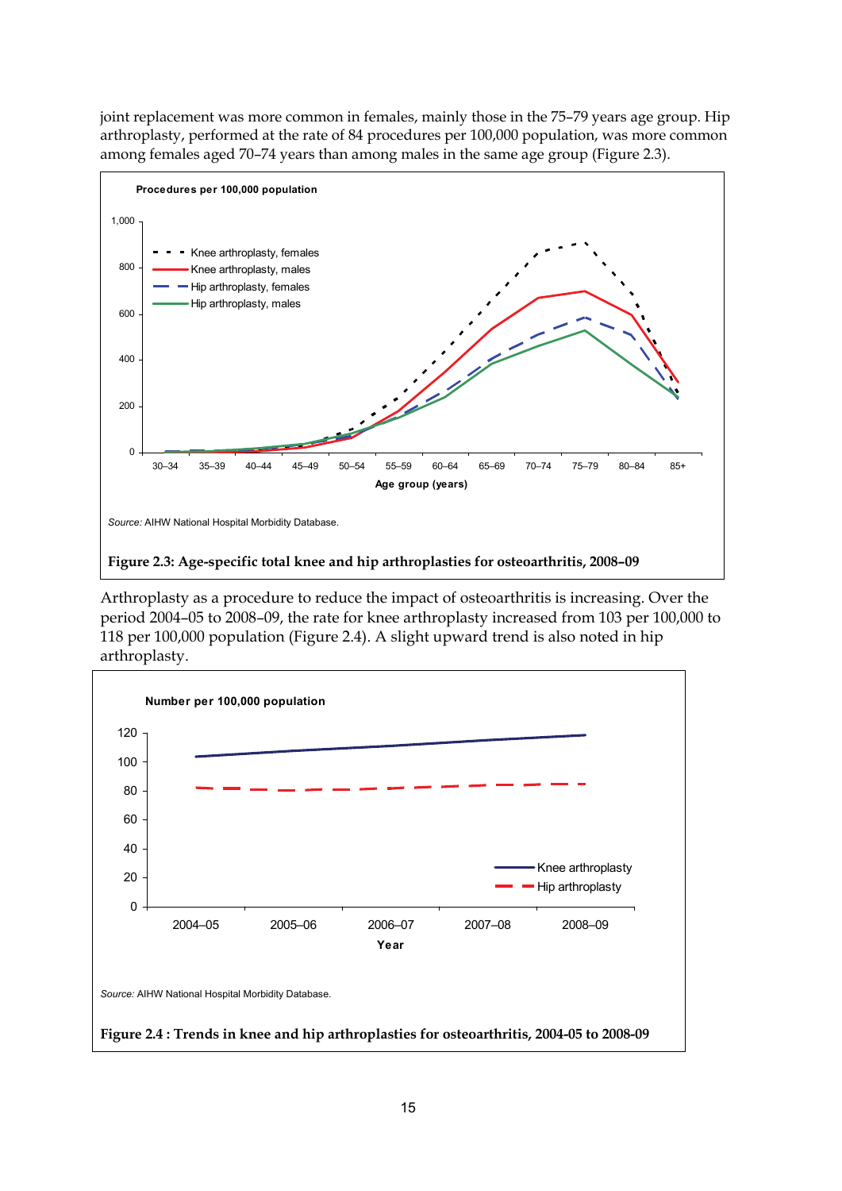joint replacement was more common in females, mainly those in the 75–79 years age group. Hip arthroplasty, performed at the rate of 84 procedures per 100,000 population, was more common among females aged 70–74 years than among males in the same age group (Figure 2.3).

*Source:* AIHW National Hospital Morbidity Database.

**Figure 2.3: Age-specific total knee and hip arthroplasties for osteoarthritis, 2008–09**

Arthroplasty as a procedure to reduce the impact of osteoarthritis is increasing. Over the period 2004–05 to 2008–09, the rate for knee arthroplasty increased from 103 per 100,000 to 118 per 100,000 population (Figure 2.4). A slight upward trend is also noted in hip arthroplasty.

*Source:* AIHW National Hospital Morbidity Database.

**Figure 2.4 : Trends in knee and hip arthroplasties for osteoarthritis, 2004-05 to 2008-09**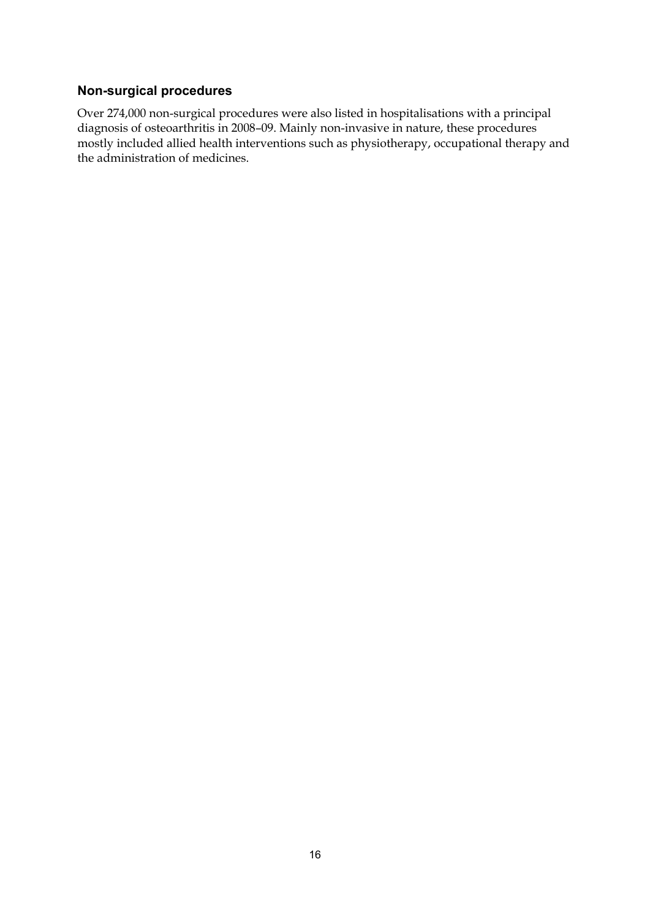### Non-surgical procedures

Over 274,000 non-surgical procedures were also listed in hospitalisations with a principal diagnosis of osteoarthritis in 2008–09. Mainly non-invasive in nature, these procedures mostly included allied health interventions such as physiotherapy, occupational therapy and the administration of medicines.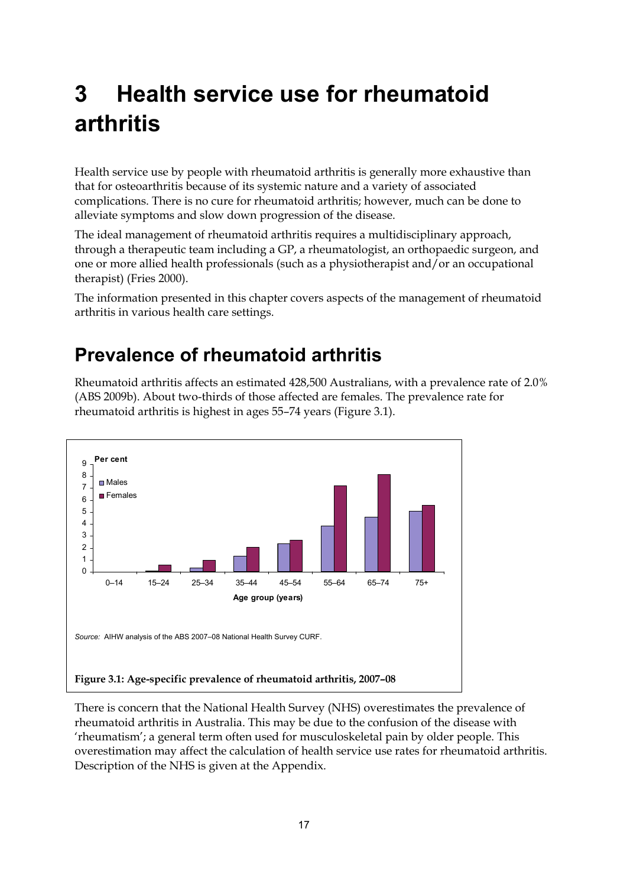# 3 Health service use for rheumatoid arthritis

Health service use by people with rheumatoid arthritis is generally more exhaustive than that for osteoarthritis because of its systemic nature and a variety of associated complications. There is no cure for rheumatoid arthritis; however, much can be done to alleviate symptoms and slow down progression of the disease.

The ideal management of rheumatoid arthritis requires a multidisciplinary approach, through a therapeutic team including a GP, a rheumatologist, an orthopaedic surgeon, and one or more allied health professionals (such as a physiotherapist and/or an occupational therapist) (Fries 2000).

The information presented in this chapter covers aspects of the management of rheumatoid arthritis in various health care settings.

## Prevalence of rheumatoid arthritis

Rheumatoid arthritis affects an estimated 428,500 Australians, with a prevalence rate of 2.0% (ABS 2009b). About two-thirds of those affected are females. The prevalence rate for rheumatoid arthritis is highest in ages 55–74 years (Figure 3.1).

*Source:* AIHW analysis of the ABS 2007–08 National Health Survey CURF.

**Figure 3.1: Age-specific prevalence of rheumatoid arthritis, 2007–08**

There is concern that the National Health Survey (NHS) overestimates the prevalence of rheumatoid arthritis in Australia. This may be due to the confusion of the disease with 'rheumatism'; a general term often used for musculoskeletal pain by older people. This overestimation may affect the calculation of health service use rates for rheumatoid arthritis. Description of the NHS is given at the Appendix.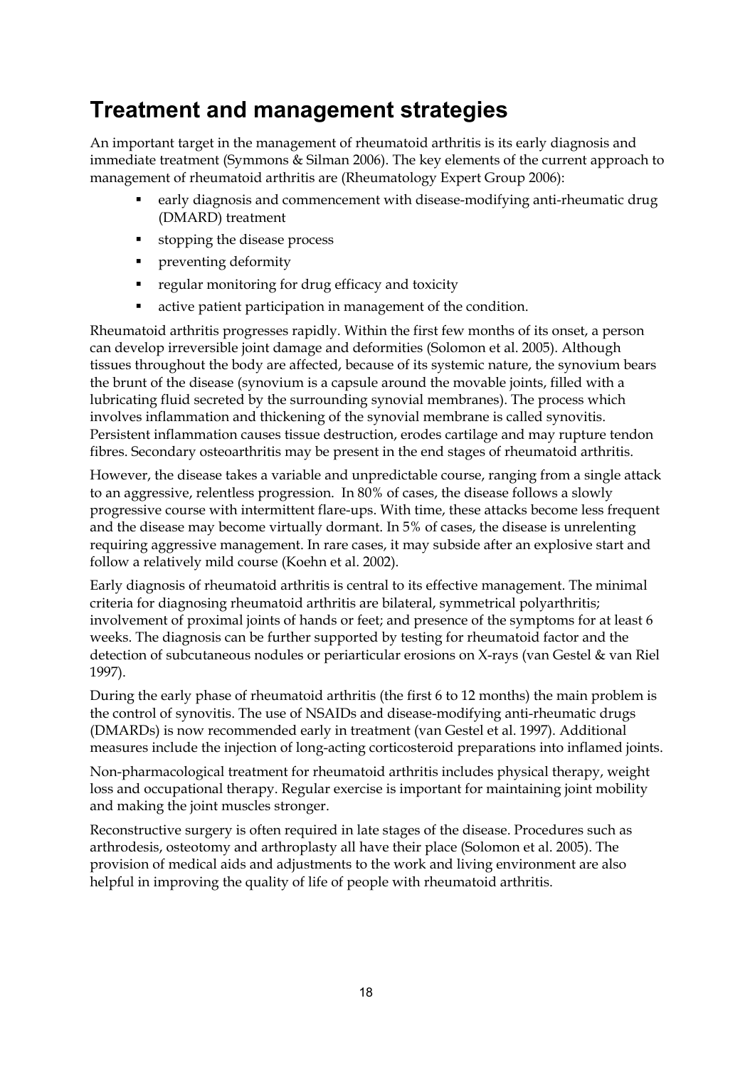# Treatment and management strategies

An important target in the management of rheumatoid arthritis is its early diagnosis and immediate treatment (Symmons & Silman 2006). The key elements of the current approach to management of rheumatoid arthritis are (Rheumatology Expert Group 2006):

- early diagnosis and commencement with disease-modifying anti-rheumatic drug (DMARD) treatment
- stopping the disease process
- preventing deformity
- regular monitoring for drug efficacy and toxicity
- active patient participation in management of the condition.

Rheumatoid arthritis progresses rapidly. Within the first few months of its onset, a person can develop irreversible joint damage and deformities (Solomon et al. 2005). Although tissues throughout the body are affected, because of its systemic nature, the synovium bears the brunt of the disease (synovium is a capsule around the movable joints, filled with a lubricating fluid secreted by the surrounding synovial membranes). The process which involves inflammation and thickening of the synovial membrane is called synovitis. Persistent inflammation causes tissue destruction, erodes cartilage and may rupture tendon fibres. Secondary osteoarthritis may be present in the end stages of rheumatoid arthritis.

However, the disease takes a variable and unpredictable course, ranging from a single attack to an aggressive, relentless progression. In 80% of cases, the disease follows a slowly progressive course with intermittent flare-ups. With time, these attacks become less frequent and the disease may become virtually dormant. In 5% of cases, the disease is unrelenting requiring aggressive management. In rare cases, it may subside after an explosive start and follow a relatively mild course (Koehn et al. 2002).

Early diagnosis of rheumatoid arthritis is central to its effective management. The minimal criteria for diagnosing rheumatoid arthritis are bilateral, symmetrical polyarthritis; involvement of proximal joints of hands or feet; and presence of the symptoms for at least 6 weeks. The diagnosis can be further supported by testing for rheumatoid factor and the detection of subcutaneous nodules or periarticular erosions on X-rays (van Gestel & van Riel 1997).

During the early phase of rheumatoid arthritis (the first 6 to 12 months) the main problem is the control of synovitis. The use of NSAIDs and disease-modifying anti-rheumatic drugs (DMARDs) is now recommended early in treatment (van Gestel et al. 1997). Additional measures include the injection of long-acting corticosteroid preparations into inflamed joints.

Non-pharmacological treatment for rheumatoid arthritis includes physical therapy, weight loss and occupational therapy. Regular exercise is important for maintaining joint mobility and making the joint muscles stronger.

Reconstructive surgery is often required in late stages of the disease. Procedures such as arthrodesis, osteotomy and arthroplasty all have their place (Solomon et al. 2005). The provision of medical aids and adjustments to the work and living environment are also helpful in improving the quality of life of people with rheumatoid arthritis.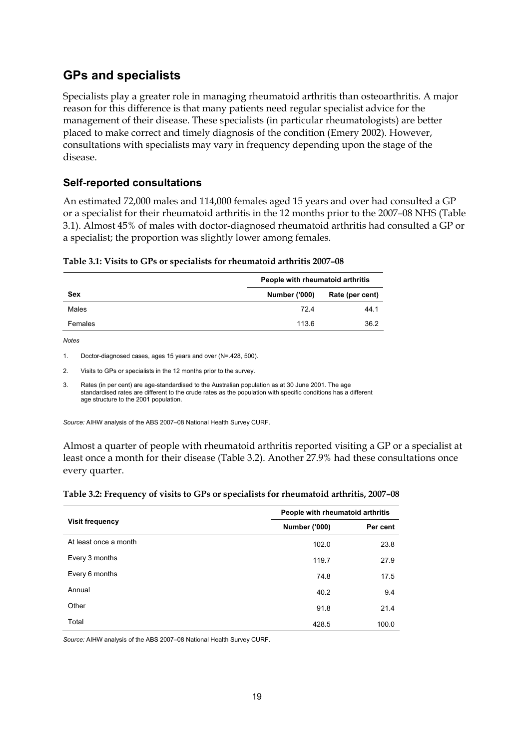## GPs and specialists

Specialists play a greater role in managing rheumatoid arthritis than osteoarthritis. A major reason for this difference is that many patients need regular specialist advice for the management of their disease. These specialists (in particular rheumatologists) are better placed to make correct and timely diagnosis of the condition (Emery 2002). However, consultations with specialists may vary in frequency depending upon the stage of the disease.

### Self-reported consultations

An estimated 72,000 males and 114,000 females aged 15 years and over had consulted a GP or a specialist for their rheumatoid arthritis in the 12 months prior to the 2007–08 NHS (Table 3.1). Almost 45% of males with doctor-diagnosed rheumatoid arthritis had consulted a GP or a specialist; the proportion was slightly lower among females.

**Table 3.1: Visits to GPs or specialists for rheumatoid arthritis 2007–08**

| | People with rheumatoid arthritis | |
|---|---|---|
| **Sex** | **Number ('000)** | **Rate (per cent)** |
| Males | 72.4 | 44.1 |
| Females | 113.6 | 36.2 |

*Notes*

1. Doctor-diagnosed cases, ages 15 years and over (N=.428, 500).
2. Visits to GPs or specialists in the 12 months prior to the survey.
3. Rates (in per cent) are age-standardised to the Australian population as at 30 June 2001. The age standardised rates are different to the crude rates as the population with specific conditions has a different age structure to the 2001 population.

*Source:* AIHW analysis of the ABS 2007–08 National Health Survey CURF.

Almost a quarter of people with rheumatoid arthritis reported visiting a GP or a specialist at least once a month for their disease (Table 3.2). Another 27.9% had these consultations once every quarter.

**Table 3.2: Frequency of visits to GPs or specialists for rheumatoid arthritis, 2007–08**

| | People with rheumatoid arthritis | |
|---|---|---|
| **Visit frequency** | **Number ('000)** | **Per cent** |
| At least once a month | 102.0 | 23.8 |
| Every 3 months | 119.7 | 27.9 |
| Every 6 months | 74.8 | 17.5 |
| Annual | 40.2 | 9.4 |
| Other | 91.8 | 21.4 |
| Total | 428.5 | 100.0 |

*Source:* AIHW analysis of the ABS 2007–08 National Health Survey CURF.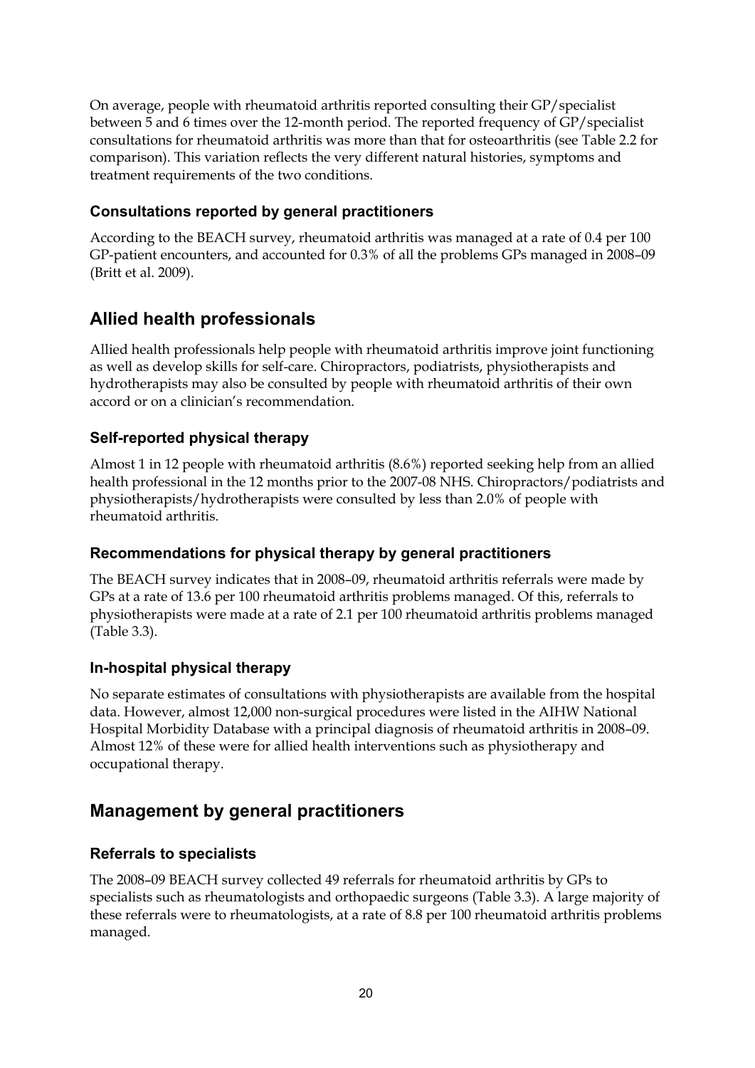On average, people with rheumatoid arthritis reported consulting their GP/specialist between 5 and 6 times over the 12-month period. The reported frequency of GP/specialist consultations for rheumatoid arthritis was more than that for osteoarthritis (see Table 2.2 for comparison). This variation reflects the very different natural histories, symptoms and treatment requirements of the two conditions.

### Consultations reported by general practitioners

According to the BEACH survey, rheumatoid arthritis was managed at a rate of 0.4 per 100 GP-patient encounters, and accounted for 0.3% of all the problems GPs managed in 2008–09 (Britt et al. 2009).

## Allied health professionals

Allied health professionals help people with rheumatoid arthritis improve joint functioning as well as develop skills for self-care. Chiropractors, podiatrists, physiotherapists and hydrotherapists may also be consulted by people with rheumatoid arthritis of their own accord or on a clinician's recommendation.

### Self-reported physical therapy

Almost 1 in 12 people with rheumatoid arthritis (8.6%) reported seeking help from an allied health professional in the 12 months prior to the 2007-08 NHS. Chiropractors/podiatrists and physiotherapists/hydrotherapists were consulted by less than 2.0% of people with rheumatoid arthritis.

### Recommendations for physical therapy by general practitioners

The BEACH survey indicates that in 2008–09, rheumatoid arthritis referrals were made by GPs at a rate of 13.6 per 100 rheumatoid arthritis problems managed. Of this, referrals to physiotherapists were made at a rate of 2.1 per 100 rheumatoid arthritis problems managed (Table 3.3).

### In-hospital physical therapy

No separate estimates of consultations with physiotherapists are available from the hospital data. However, almost 12,000 non-surgical procedures were listed in the AIHW National Hospital Morbidity Database with a principal diagnosis of rheumatoid arthritis in 2008–09. Almost 12% of these were for allied health interventions such as physiotherapy and occupational therapy.

## Management by general practitioners

### Referrals to specialists

The 2008–09 BEACH survey collected 49 referrals for rheumatoid arthritis by GPs to specialists such as rheumatologists and orthopaedic surgeons (Table 3.3). A large majority of these referrals were to rheumatologists, at a rate of 8.8 per 100 rheumatoid arthritis problems managed.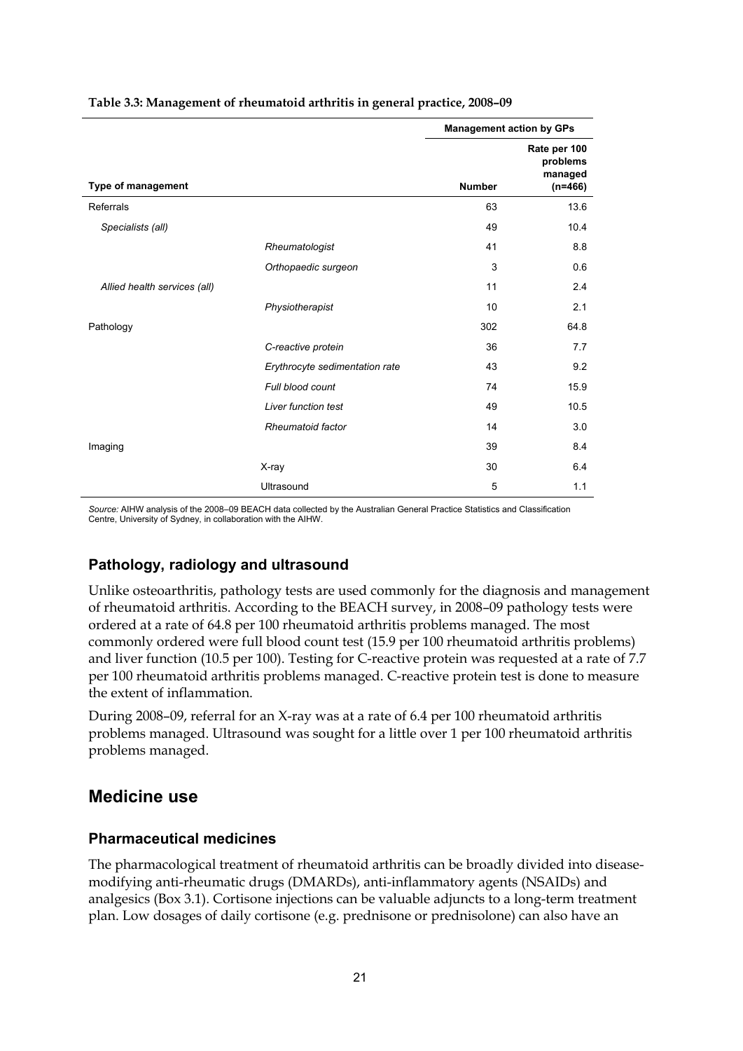**Table 3.3: Management of rheumatoid arthritis in general practice, 2008–09**

| Type of management | | Management action by GPs | |
|---|---|---|---|
| | | Number | Rate per 100 problems managed (n=466) |
| Referrals | | 63 | 13.6 |
| *Specialists (all)* | | 49 | 10.4 |
| | *Rheumatologist* | 41 | 8.8 |
| | *Orthopaedic surgeon* | 3 | 0.6 |
| *Allied health services (all)* | | 11 | 2.4 |
| | *Physiotherapist* | 10 | 2.1 |
| Pathology | | 302 | 64.8 |
| | *C-reactive protein* | 36 | 7.7 |
| | *Erythrocyte sedimentation rate* | 43 | 9.2 |
| | *Full blood count* | 74 | 15.9 |
| | *Liver function test* | 49 | 10.5 |
| | *Rheumatoid factor* | 14 | 3.0 |
| Imaging | | 39 | 8.4 |
| | X-ray | 30 | 6.4 |
| | Ultrasound | 5 | 1.1 |

*Source:* AIHW analysis of the 2008–09 BEACH data collected by the Australian General Practice Statistics and Classification Centre, University of Sydney, in collaboration with the AIHW.

### Pathology, radiology and ultrasound

Unlike osteoarthritis, pathology tests are used commonly for the diagnosis and management of rheumatoid arthritis. According to the BEACH survey, in 2008–09 pathology tests were ordered at a rate of 64.8 per 100 rheumatoid arthritis problems managed. The most commonly ordered were full blood count test (15.9 per 100 rheumatoid arthritis problems) and liver function (10.5 per 100). Testing for C-reactive protein was requested at a rate of 7.7 per 100 rheumatoid arthritis problems managed. C-reactive protein test is done to measure the extent of inflammation.

During 2008–09, referral for an X-ray was at a rate of 6.4 per 100 rheumatoid arthritis problems managed. Ultrasound was sought for a little over 1 per 100 rheumatoid arthritis problems managed.

## Medicine use

### Pharmaceutical medicines

The pharmacological treatment of rheumatoid arthritis can be broadly divided into disease-modifying anti-rheumatic drugs (DMARDs), anti-inflammatory agents (NSAIDs) and analgesics (Box 3.1). Cortisone injections can be valuable adjuncts to a long-term treatment plan. Low dosages of daily cortisone (e.g. prednisone or prednisolone) can also have an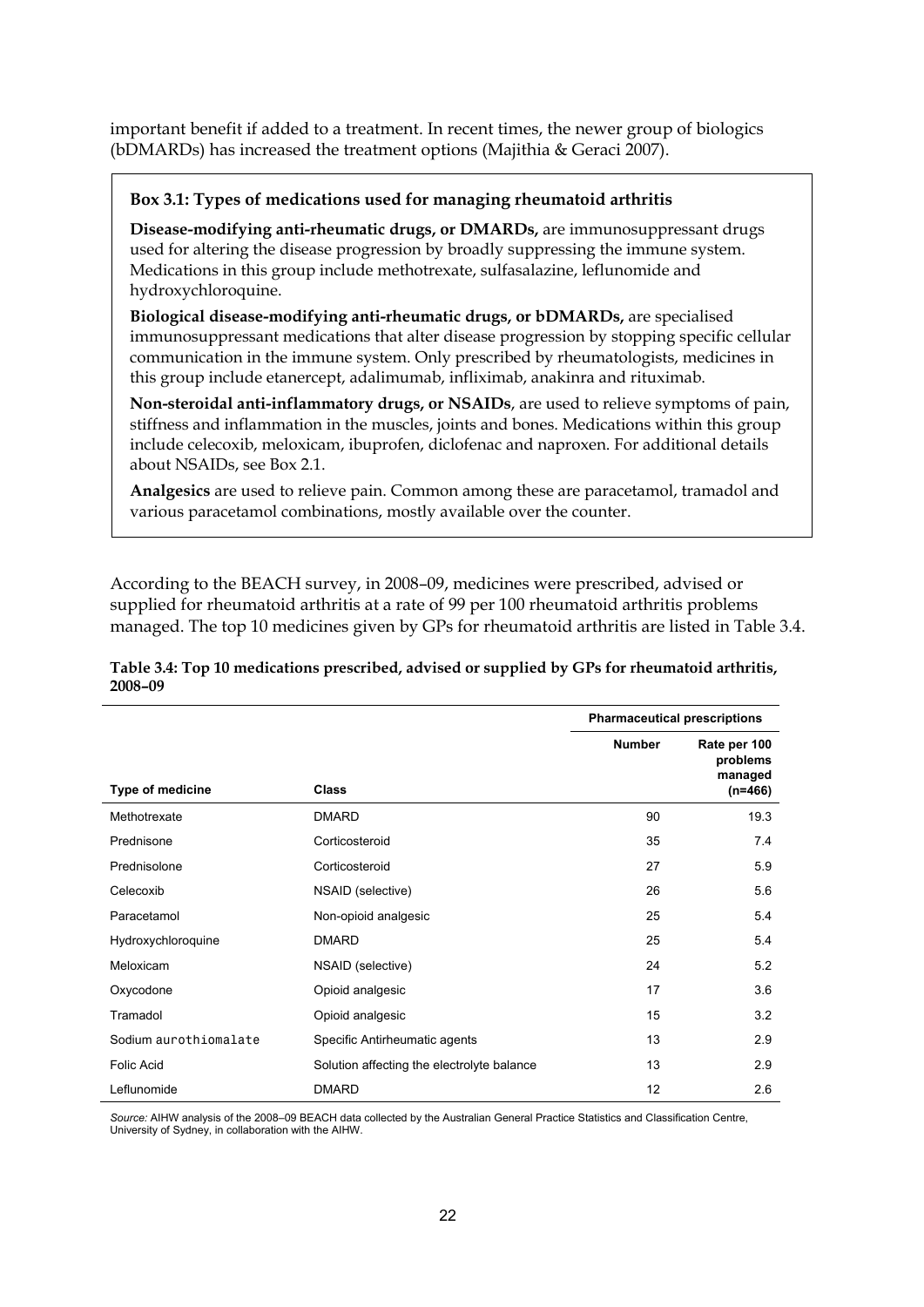important benefit if added to a treatment. In recent times, the newer group of biologics (bDMARDs) has increased the treatment options (Majithia & Geraci 2007).

> **Box 3.1: Types of medications used for managing rheumatoid arthritis**
>
> **Disease-modifying anti-rheumatic drugs, or DMARDs,** are immunosuppressant drugs used for altering the disease progression by broadly suppressing the immune system. Medications in this group include methotrexate, sulfasalazine, leflunomide and hydroxychloroquine.
>
> **Biological disease-modifying anti-rheumatic drugs, or bDMARDs,** are specialised immunosuppressant medications that alter disease progression by stopping specific cellular communication in the immune system. Only prescribed by rheumatologists, medicines in this group include etanercept, adalimumab, infliximab, anakinra and rituximab.
>
> **Non-steroidal anti-inflammatory drugs, or NSAIDs**, are used to relieve symptoms of pain, stiffness and inflammation in the muscles, joints and bones. Medications within this group include celecoxib, meloxicam, ibuprofen, diclofenac and naproxen. For additional details about NSAIDs, see Box 2.1.
>
> **Analgesics** are used to relieve pain. Common among these are paracetamol, tramadol and various paracetamol combinations, mostly available over the counter.

According to the BEACH survey, in 2008–09, medicines were prescribed, advised or supplied for rheumatoid arthritis at a rate of 99 per 100 rheumatoid arthritis problems managed. The top 10 medicines given by GPs for rheumatoid arthritis are listed in Table 3.4.

**Table 3.4: Top 10 medications prescribed, advised or supplied by GPs for rheumatoid arthritis, 2008–09**

| | | Pharmaceutical prescriptions | |
|---|---|---|---|
| **Type of medicine** | **Class** | **Number** | **Rate per 100 problems managed (n=466)** |
| Methotrexate | DMARD | 90 | 19.3 |
| Prednisone | Corticosteroid | 35 | 7.4 |
| Prednisolone | Corticosteroid | 27 | 5.9 |
| Celecoxib | NSAID (selective) | 26 | 5.6 |
| Paracetamol | Non-opioid analgesic | 25 | 5.4 |
| Hydroxychloroquine | DMARD | 25 | 5.4 |
| Meloxicam | NSAID (selective) | 24 | 5.2 |
| Oxycodone | Opioid analgesic | 17 | 3.6 |
| Tramadol | Opioid analgesic | 15 | 3.2 |
| Sodium aurothiomalate | Specific Antirheumatic agents | 13 | 2.9 |
| Folic Acid | Solution affecting the electrolyte balance | 13 | 2.9 |
| Leflunomide | DMARD | 12 | 2.6 |

*Source:* AIHW analysis of the 2008–09 BEACH data collected by the Australian General Practice Statistics and Classification Centre, University of Sydney, in collaboration with the AIHW.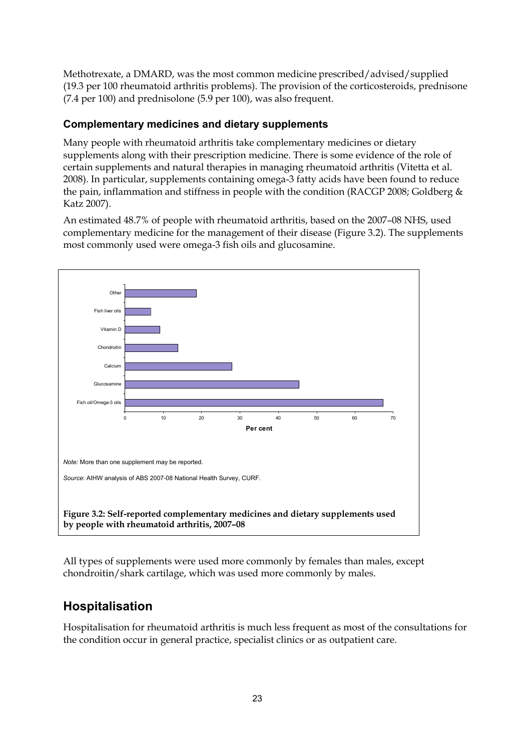Methotrexate, a DMARD, was the most common medicine prescribed/advised/supplied (19.3 per 100 rheumatoid arthritis problems). The provision of the corticosteroids, prednisone (7.4 per 100) and prednisolone (5.9 per 100), was also frequent.

### Complementary medicines and dietary supplements

Many people with rheumatoid arthritis take complementary medicines or dietary supplements along with their prescription medicine. There is some evidence of the role of certain supplements and natural therapies in managing rheumatoid arthritis (Vitetta et al. 2008). In particular, supplements containing omega-3 fatty acids have been found to reduce the pain, inflammation and stiffness in people with the condition (RACGP 2008; Goldberg & Katz 2007).

An estimated 48.7% of people with rheumatoid arthritis, based on the 2007–08 NHS, used complementary medicine for the management of their disease (Figure 3.2). The supplements most commonly used were omega-3 fish oils and glucosamine.

*Note:* More than one supplement may be reported.

*Source*: AIHW analysis of ABS 2007-08 National Health Survey, CURF.

**Figure 3.2: Self-reported complementary medicines and dietary supplements used by people with rheumatoid arthritis, 2007–08**

All types of supplements were used more commonly by females than males, except chondroitin/shark cartilage, which was used more commonly by males.

## Hospitalisation

Hospitalisation for rheumatoid arthritis is much less frequent as most of the consultations for the condition occur in general practice, specialist clinics or as outpatient care.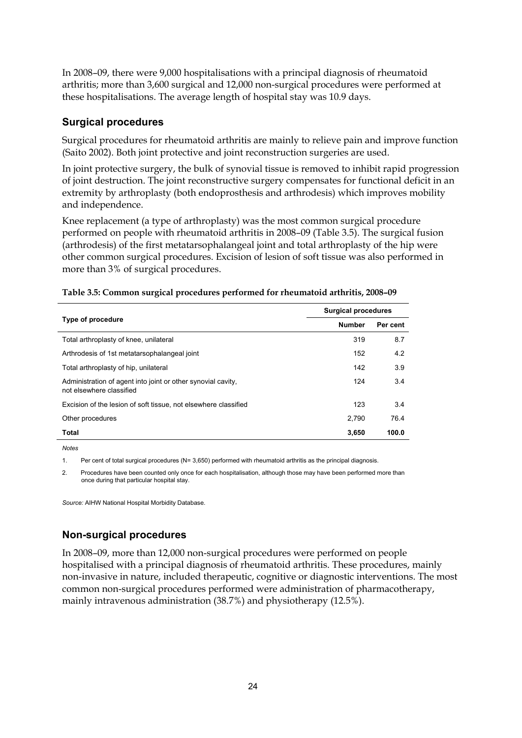In 2008–09, there were 9,000 hospitalisations with a principal diagnosis of rheumatoid arthritis; more than 3,600 surgical and 12,000 non-surgical procedures were performed at these hospitalisations. The average length of hospital stay was 10.9 days.

## Surgical procedures

Surgical procedures for rheumatoid arthritis are mainly to relieve pain and improve function (Saito 2002). Both joint protective and joint reconstruction surgeries are used.

In joint protective surgery, the bulk of synovial tissue is removed to inhibit rapid progression of joint destruction. The joint reconstructive surgery compensates for functional deficit in an extremity by arthroplasty (both endoprosthesis and arthrodesis) which improves mobility and independence.

Knee replacement (a type of arthroplasty) was the most common surgical procedure performed on people with rheumatoid arthritis in 2008–09 (Table 3.5). The surgical fusion (arthrodesis) of the first metatarsophalangeal joint and total arthroplasty of the hip were other common surgical procedures. Excision of lesion of soft tissue was also performed in more than 3% of surgical procedures.

**Table 3.5: Common surgical procedures performed for rheumatoid arthritis, 2008–09**

| Type of procedure | Surgical procedures | |
|---|---|---|
| | **Number** | **Per cent** |
| Total arthroplasty of knee, unilateral | 319 | 8.7 |
| Arthrodesis of 1st metatarsophalangeal joint | 152 | 4.2 |
| Total arthroplasty of hip, unilateral | 142 | 3.9 |
| Administration of agent into joint or other synovial cavity, not elsewhere classified | 124 | 3.4 |
| Excision of the lesion of soft tissue, not elsewhere classified | 123 | 3.4 |
| Other procedures | 2,790 | 76.4 |
| **Total** | **3,650** | **100.0** |

*Notes*

1. Per cent of total surgical procedures (N= 3,650) performed with rheumatoid arthritis as the principal diagnosis.

2. Procedures have been counted only once for each hospitalisation, although those may have been performed more than once during that particular hospital stay.

*Source:* AIHW National Hospital Morbidity Database.

## Non-surgical procedures

In 2008–09, more than 12,000 non-surgical procedures were performed on people hospitalised with a principal diagnosis of rheumatoid arthritis. These procedures, mainly non-invasive in nature, included therapeutic, cognitive or diagnostic interventions. The most common non-surgical procedures performed were administration of pharmacotherapy, mainly intravenous administration (38.7%) and physiotherapy (12.5%).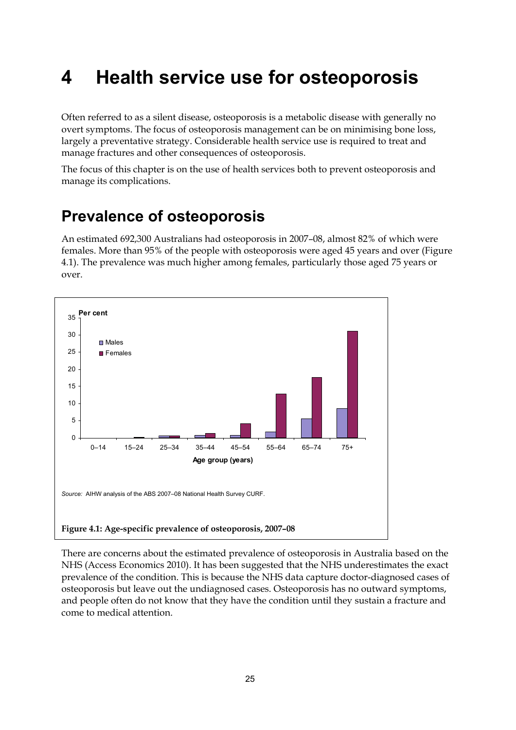# 4 Health service use for osteoporosis

Often referred to as a silent disease, osteoporosis is a metabolic disease with generally no overt symptoms. The focus of osteoporosis management can be on minimising bone loss, largely a preventative strategy. Considerable health service use is required to treat and manage fractures and other consequences of osteoporosis.

The focus of this chapter is on the use of health services both to prevent osteoporosis and manage its complications.

## Prevalence of osteoporosis

An estimated 692,300 Australians had osteoporosis in 2007–08, almost 82% of which were females. More than 95% of the people with osteoporosis were aged 45 years and over (Figure 4.1). The prevalence was much higher among females, particularly those aged 75 years or over.

*Source:* AIHW analysis of the ABS 2007–08 National Health Survey CURF.

**Figure 4.1: Age-specific prevalence of osteoporosis, 2007–08**

There are concerns about the estimated prevalence of osteoporosis in Australia based on the NHS (Access Economics 2010). It has been suggested that the NHS underestimates the exact prevalence of the condition. This is because the NHS data capture doctor-diagnosed cases of osteoporosis but leave out the undiagnosed cases. Osteoporosis has no outward symptoms, and people often do not know that they have the condition until they sustain a fracture and come to medical attention.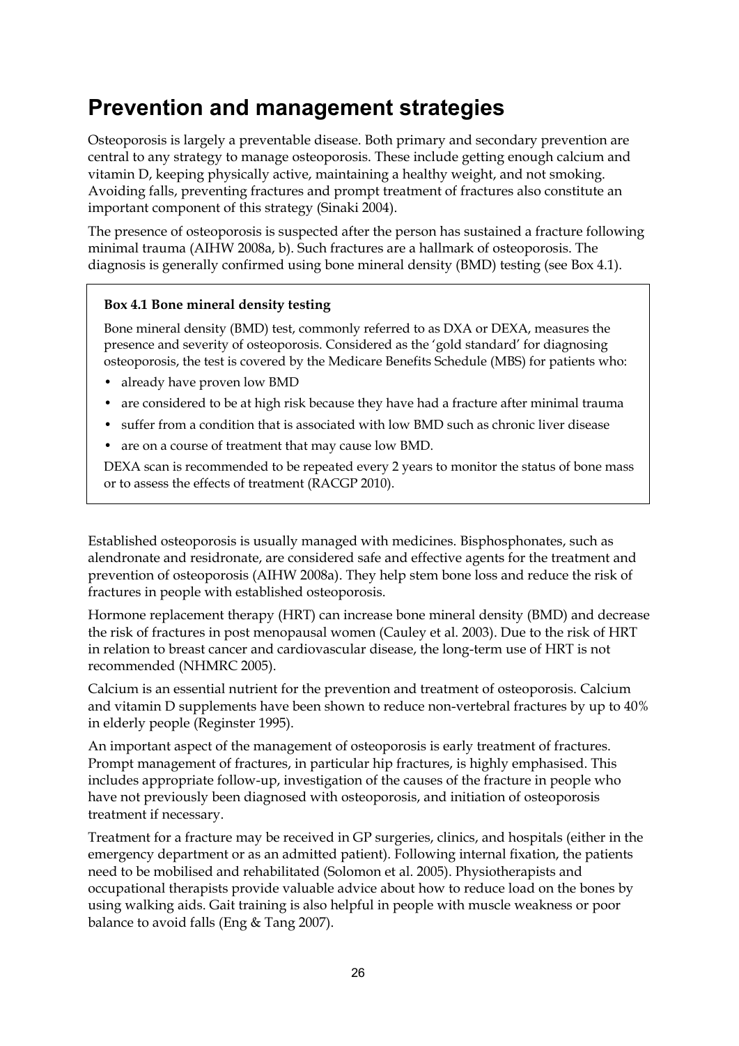## Prevention and management strategies

Osteoporosis is largely a preventable disease. Both primary and secondary prevention are central to any strategy to manage osteoporosis. These include getting enough calcium and vitamin D, keeping physically active, maintaining a healthy weight, and not smoking. Avoiding falls, preventing fractures and prompt treatment of fractures also constitute an important component of this strategy (Sinaki 2004).

The presence of osteoporosis is suspected after the person has sustained a fracture following minimal trauma (AIHW 2008a, b). Such fractures are a hallmark of osteoporosis. The diagnosis is generally confirmed using bone mineral density (BMD) testing (see Box 4.1).

> **Box 4.1 Bone mineral density testing**
>
> Bone mineral density (BMD) test, commonly referred to as DXA or DEXA, measures the presence and severity of osteoporosis. Considered as the 'gold standard' for diagnosing osteoporosis, the test is covered by the Medicare Benefits Schedule (MBS) for patients who:
>
> - already have proven low BMD
> - are considered to be at high risk because they have had a fracture after minimal trauma
> - suffer from a condition that is associated with low BMD such as chronic liver disease
> - are on a course of treatment that may cause low BMD.
>
> DEXA scan is recommended to be repeated every 2 years to monitor the status of bone mass or to assess the effects of treatment (RACGP 2010).

Established osteoporosis is usually managed with medicines. Bisphosphonates, such as alendronate and residronate, are considered safe and effective agents for the treatment and prevention of osteoporosis (AIHW 2008a). They help stem bone loss and reduce the risk of fractures in people with established osteoporosis.

Hormone replacement therapy (HRT) can increase bone mineral density (BMD) and decrease the risk of fractures in post menopausal women (Cauley et al. 2003). Due to the risk of HRT in relation to breast cancer and cardiovascular disease, the long-term use of HRT is not recommended (NHMRC 2005).

Calcium is an essential nutrient for the prevention and treatment of osteoporosis. Calcium and vitamin D supplements have been shown to reduce non-vertebral fractures by up to 40% in elderly people (Reginster 1995).

An important aspect of the management of osteoporosis is early treatment of fractures. Prompt management of fractures, in particular hip fractures, is highly emphasised. This includes appropriate follow-up, investigation of the causes of the fracture in people who have not previously been diagnosed with osteoporosis, and initiation of osteoporosis treatment if necessary.

Treatment for a fracture may be received in GP surgeries, clinics, and hospitals (either in the emergency department or as an admitted patient). Following internal fixation, the patients need to be mobilised and rehabilitated (Solomon et al. 2005). Physiotherapists and occupational therapists provide valuable advice about how to reduce load on the bones by using walking aids. Gait training is also helpful in people with muscle weakness or poor balance to avoid falls (Eng & Tang 2007).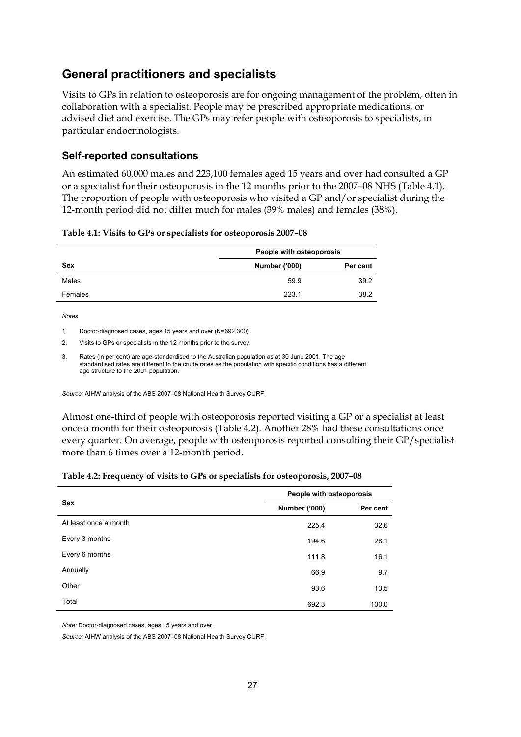## General practitioners and specialists

Visits to GPs in relation to osteoporosis are for ongoing management of the problem, often in collaboration with a specialist. People may be prescribed appropriate medications, or advised diet and exercise. The GPs may refer people with osteoporosis to specialists, in particular endocrinologists.

### Self-reported consultations

An estimated 60,000 males and 223,100 females aged 15 years and over had consulted a GP or a specialist for their osteoporosis in the 12 months prior to the 2007–08 NHS (Table 4.1). The proportion of people with osteoporosis who visited a GP and/or specialist during the 12-month period did not differ much for males (39% males) and females (38%).

**Table 4.1: Visits to GPs or specialists for osteoporosis 2007–08**

| | People with osteoporosis | |
|---|---|---|
| **Sex** | **Number ('000)** | **Per cent** |
| Males | 59.9 | 39.2 |
| Females | 223.1 | 38.2 |

*Notes*

1. Doctor-diagnosed cases, ages 15 years and over (N=692,300).
2. Visits to GPs or specialists in the 12 months prior to the survey.
3. Rates (in per cent) are age-standardised to the Australian population as at 30 June 2001. The age standardised rates are different to the crude rates as the population with specific conditions has a different age structure to the 2001 population.

*Source:* AIHW analysis of the ABS 2007–08 National Health Survey CURF.

Almost one-third of people with osteoporosis reported visiting a GP or a specialist at least once a month for their osteoporosis (Table 4.2). Another 28% had these consultations once every quarter. On average, people with osteoporosis reported consulting their GP/specialist more than 6 times over a 12-month period.

**Table 4.2: Frequency of visits to GPs or specialists for osteoporosis, 2007–08**

| | People with osteoporosis | |
|---|---|---|
| **Sex** | **Number ('000)** | **Per cent** |
| At least once a month | 225.4 | 32.6 |
| Every 3 months | 194.6 | 28.1 |
| Every 6 months | 111.8 | 16.1 |
| Annually | 66.9 | 9.7 |
| Other | 93.6 | 13.5 |
| Total | 692.3 | 100.0 |

*Note:* Doctor-diagnosed cases, ages 15 years and over.

*Source:* AIHW analysis of the ABS 2007–08 National Health Survey CURF.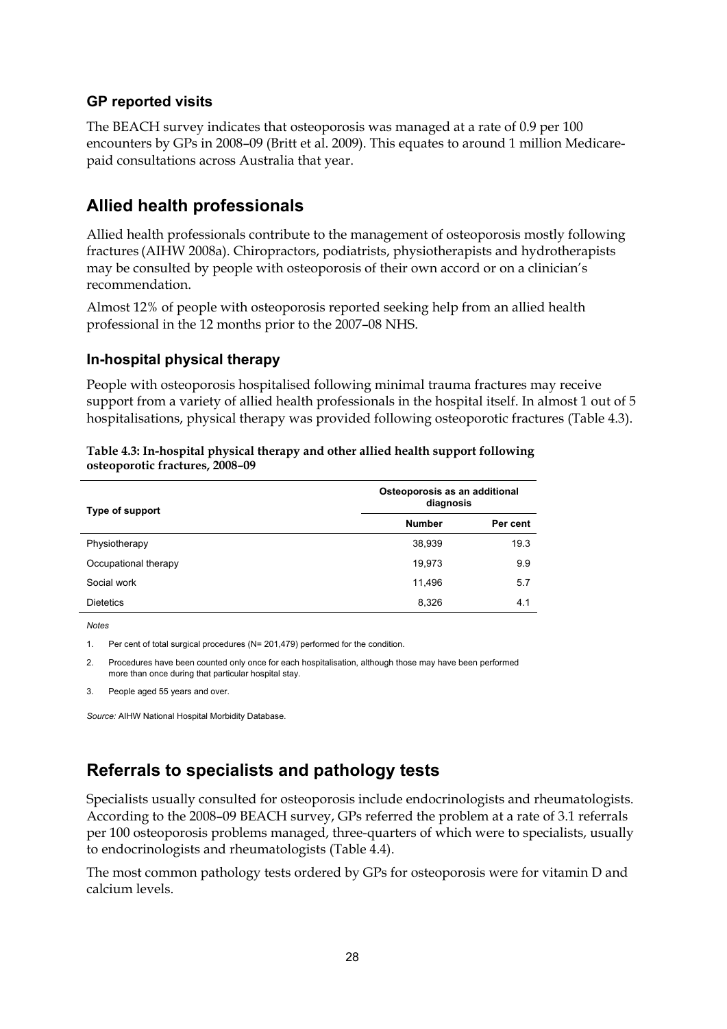### GP reported visits

The BEACH survey indicates that osteoporosis was managed at a rate of 0.9 per 100 encounters by GPs in 2008–09 (Britt et al. 2009). This equates to around 1 million Medicare-paid consultations across Australia that year.

## Allied health professionals

Allied health professionals contribute to the management of osteoporosis mostly following fractures (AIHW 2008a). Chiropractors, podiatrists, physiotherapists and hydrotherapists may be consulted by people with osteoporosis of their own accord or on a clinician's recommendation.

Almost 12% of people with osteoporosis reported seeking help from an allied health professional in the 12 months prior to the 2007–08 NHS.

### In-hospital physical therapy

People with osteoporosis hospitalised following minimal trauma fractures may receive support from a variety of allied health professionals in the hospital itself. In almost 1 out of 5 hospitalisations, physical therapy was provided following osteoporotic fractures (Table 4.3).

**Table 4.3: In-hospital physical therapy and other allied health support following osteoporotic fractures, 2008–09**

| Type of support | Osteoporosis as an additional diagnosis | |
|---|---|---|
| | Number | Per cent |
| Physiotherapy | 38,939 | 19.3 |
| Occupational therapy | 19,973 | 9.9 |
| Social work | 11,496 | 5.7 |
| Dietetics | 8,326 | 4.1 |

*Notes*

1. Per cent of total surgical procedures (N= 201,479) performed for the condition.
2. Procedures have been counted only once for each hospitalisation, although those may have been performed more than once during that particular hospital stay.
3. People aged 55 years and over.

*Source:* AIHW National Hospital Morbidity Database.

## Referrals to specialists and pathology tests

Specialists usually consulted for osteoporosis include endocrinologists and rheumatologists. According to the 2008–09 BEACH survey, GPs referred the problem at a rate of 3.1 referrals per 100 osteoporosis problems managed, three-quarters of which were to specialists, usually to endocrinologists and rheumatologists (Table 4.4).

The most common pathology tests ordered by GPs for osteoporosis were for vitamin D and calcium levels.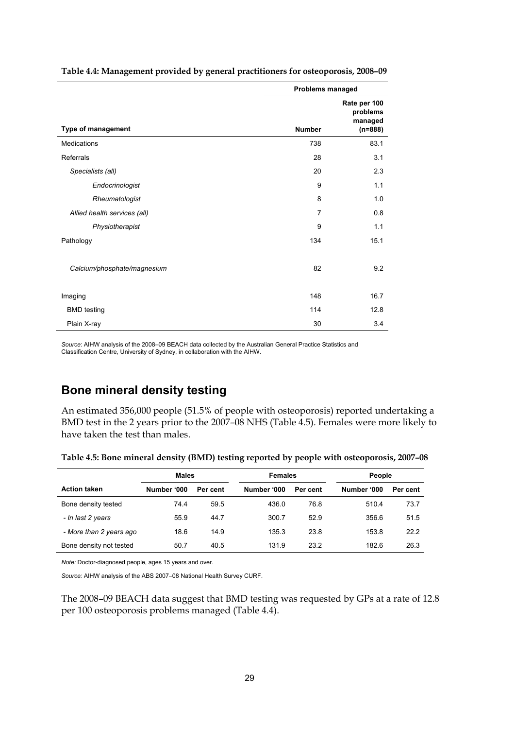**Table 4.4: Management provided by general practitioners for osteoporosis, 2008–09**

| | Problems managed | |
|---|---|---|
| **Type of management** | **Number** | **Rate per 100 problems managed (n=888)** |
| Medications | 738 | 83.1 |
| Referrals | 28 | 3.1 |
| *Specialists (all)* | 20 | 2.3 |
| *Endocrinologist* | 9 | 1.1 |
| *Rheumatologist* | 8 | 1.0 |
| *Allied health services (all)* | 7 | 0.8 |
| *Physiotherapist* | 9 | 1.1 |
| Pathology | 134 | 15.1 |
| *Calcium/phosphate/magnesium* | 82 | 9.2 |
| Imaging | 148 | 16.7 |
| BMD testing | 114 | 12.8 |
| Plain X-ray | 30 | 3.4 |

*Source*: AIHW analysis of the 2008–09 BEACH data collected by the Australian General Practice Statistics and Classification Centre, University of Sydney, in collaboration with the AIHW.

## Bone mineral density testing

An estimated 356,000 people (51.5% of people with osteoporosis) reported undertaking a BMD test in the 2 years prior to the 2007–08 NHS (Table 4.5). Females were more likely to have taken the test than males.

**Table 4.5: Bone mineral density (BMD) testing reported by people with osteoporosis, 2007–08**

| | Males | | Females | | People | |
|---|---|---|---|---|---|---|
| **Action taken** | **Number '000** | **Per cent** | **Number '000** | **Per cent** | **Number '000** | **Per cent** |
| Bone density tested | 74.4 | 59.5 | 436.0 | 76.8 | 510.4 | 73.7 |
| *- In last 2 years* | 55.9 | 44.7 | 300.7 | 52.9 | 356.6 | 51.5 |
| - More than 2 years ago | 18.6 | 14.9 | 135.3 | 23.8 | 153.8 | 22.2 |
| Bone density not tested | 50.7 | 40.5 | 131.9 | 23.2 | 182.6 | 26.3 |

*Note:* Doctor-diagnosed people, ages 15 years and over.

*Source:* AIHW analysis of the ABS 2007–08 National Health Survey CURF.

The 2008–09 BEACH data suggest that BMD testing was requested by GPs at a rate of 12.8 per 100 osteoporosis problems managed (Table 4.4).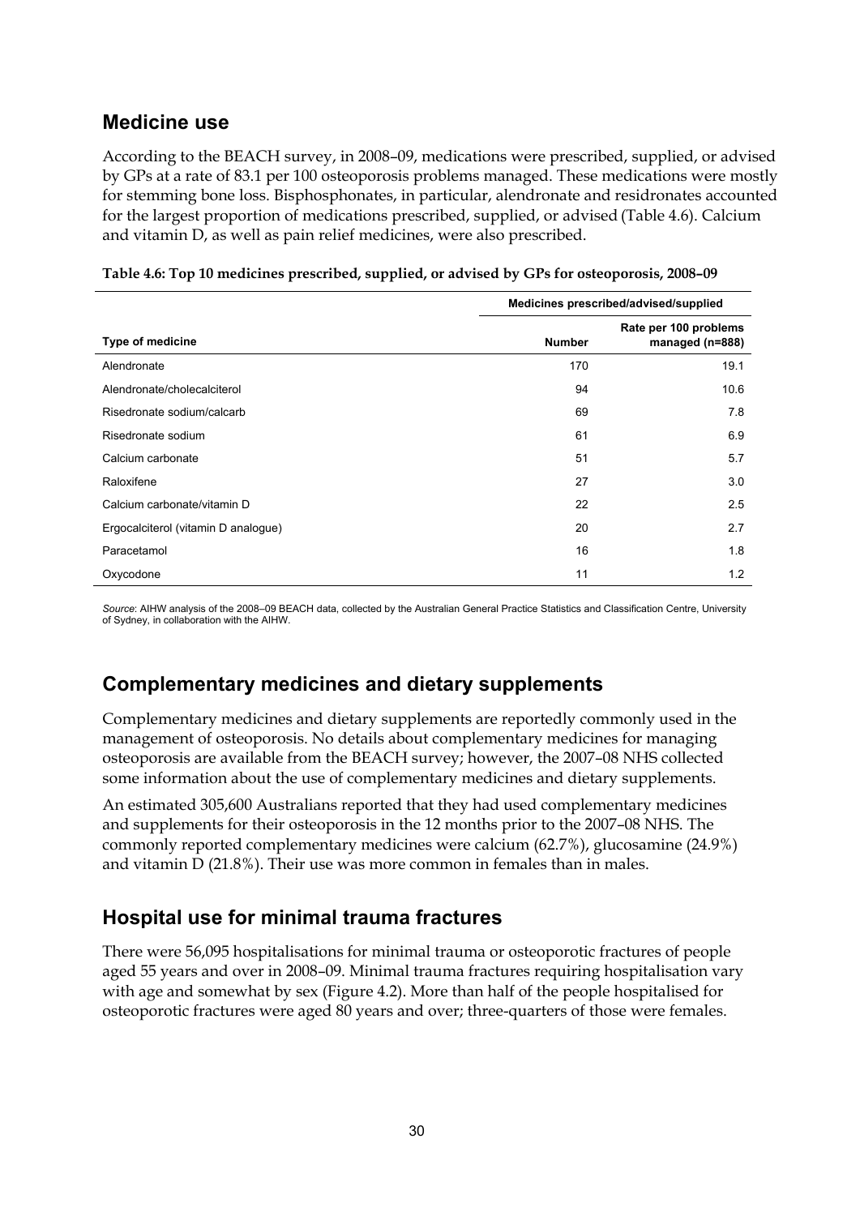## Medicine use

According to the BEACH survey, in 2008–09, medications were prescribed, supplied, or advised by GPs at a rate of 83.1 per 100 osteoporosis problems managed. These medications were mostly for stemming bone loss. Bisphosphonates, in particular, alendronate and residronates accounted for the largest proportion of medications prescribed, supplied, or advised (Table 4.6). Calcium and vitamin D, as well as pain relief medicines, were also prescribed.

**Table 4.6: Top 10 medicines prescribed, supplied, or advised by GPs for osteoporosis, 2008–09**

| | Medicines prescribed/advised/supplied | |
|---|---|---|
| **Type of medicine** | **Number** | **Rate per 100 problems managed (n=888)** |
| Alendronate | 170 | 19.1 |
| Alendronate/cholecalciterol | 94 | 10.6 |
| Risedronate sodium/calcarb | 69 | 7.8 |
| Risedronate sodium | 61 | 6.9 |
| Calcium carbonate | 51 | 5.7 |
| Raloxifene | 27 | 3.0 |
| Calcium carbonate/vitamin D | 22 | 2.5 |
| Ergocalciterol (vitamin D analogue) | 20 | 2.7 |
| Paracetamol | 16 | 1.8 |
| Oxycodone | 11 | 1.2 |

*Source*: AIHW analysis of the 2008–09 BEACH data, collected by the Australian General Practice Statistics and Classification Centre, University of Sydney, in collaboration with the AIHW.

## Complementary medicines and dietary supplements

Complementary medicines and dietary supplements are reportedly commonly used in the management of osteoporosis. No details about complementary medicines for managing osteoporosis are available from the BEACH survey; however, the 2007–08 NHS collected some information about the use of complementary medicines and dietary supplements.

An estimated 305,600 Australians reported that they had used complementary medicines and supplements for their osteoporosis in the 12 months prior to the 2007–08 NHS. The commonly reported complementary medicines were calcium (62.7%), glucosamine (24.9%) and vitamin D (21.8%). Their use was more common in females than in males.

## Hospital use for minimal trauma fractures

There were 56,095 hospitalisations for minimal trauma or osteoporotic fractures of people aged 55 years and over in 2008–09. Minimal trauma fractures requiring hospitalisation vary with age and somewhat by sex (Figure 4.2). More than half of the people hospitalised for osteoporotic fractures were aged 80 years and over; three-quarters of those were females.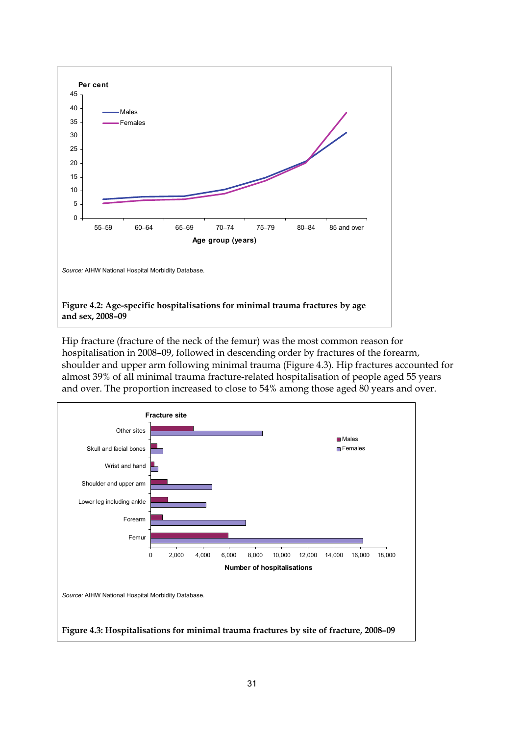Source: AIHW National Hospital Morbidity Database.

**Figure 4.2: Age-specific hospitalisations for minimal trauma fractures by age and sex, 2008–09**

Hip fracture (fracture of the neck of the femur) was the most common reason for hospitalisation in 2008–09, followed in descending order by fractures of the forearm, shoulder and upper arm following minimal trauma (Figure 4.3). Hip fractures accounted for almost 39% of all minimal trauma fracture-related hospitalisation of people aged 55 years and over. The proportion increased to close to 54% among those aged 80 years and over.

Source: AIHW National Hospital Morbidity Database.

**Figure 4.3: Hospitalisations for minimal trauma fractures by site of fracture, 2008–09**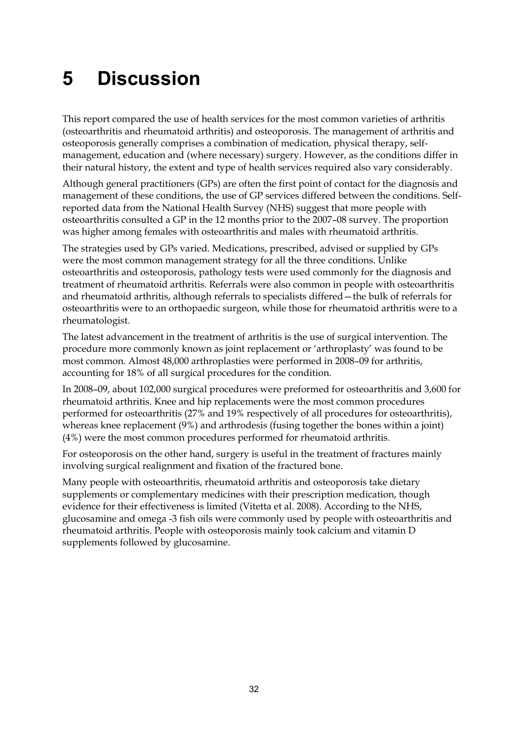# 5 Discussion

This report compared the use of health services for the most common varieties of arthritis (osteoarthritis and rheumatoid arthritis) and osteoporosis. The management of arthritis and osteoporosis generally comprises a combination of medication, physical therapy, self-management, education and (where necessary) surgery. However, as the conditions differ in their natural history, the extent and type of health services required also vary considerably.

Although general practitioners (GPs) are often the first point of contact for the diagnosis and management of these conditions, the use of GP services differed between the conditions. Self-reported data from the National Health Survey (NHS) suggest that more people with osteoarthritis consulted a GP in the 12 months prior to the 2007–08 survey. The proportion was higher among females with osteoarthritis and males with rheumatoid arthritis.

The strategies used by GPs varied. Medications, prescribed, advised or supplied by GPs were the most common management strategy for all the three conditions. Unlike osteoarthritis and osteoporosis, pathology tests were used commonly for the diagnosis and treatment of rheumatoid arthritis. Referrals were also common in people with osteoarthritis and rheumatoid arthritis, although referrals to specialists differed—the bulk of referrals for osteoarthritis were to an orthopaedic surgeon, while those for rheumatoid arthritis were to a rheumatologist.

The latest advancement in the treatment of arthritis is the use of surgical intervention. The procedure more commonly known as joint replacement or 'arthroplasty' was found to be most common. Almost 48,000 arthroplasties were performed in 2008–09 for arthritis, accounting for 18% of all surgical procedures for the condition.

In 2008–09, about 102,000 surgical procedures were preformed for osteoarthritis and 3,600 for rheumatoid arthritis. Knee and hip replacements were the most common procedures performed for osteoarthritis (27% and 19% respectively of all procedures for osteoarthritis), whereas knee replacement (9%) and arthrodesis (fusing together the bones within a joint) (4%) were the most common procedures performed for rheumatoid arthritis.

For osteoporosis on the other hand, surgery is useful in the treatment of fractures mainly involving surgical realignment and fixation of the fractured bone.

Many people with osteoarthritis, rheumatoid arthritis and osteoporosis take dietary supplements or complementary medicines with their prescription medication, though evidence for their effectiveness is limited (Vitetta et al. 2008). According to the NHS, glucosamine and omega -3 fish oils were commonly used by people with osteoarthritis and rheumatoid arthritis. People with osteoporosis mainly took calcium and vitamin D supplements followed by glucosamine.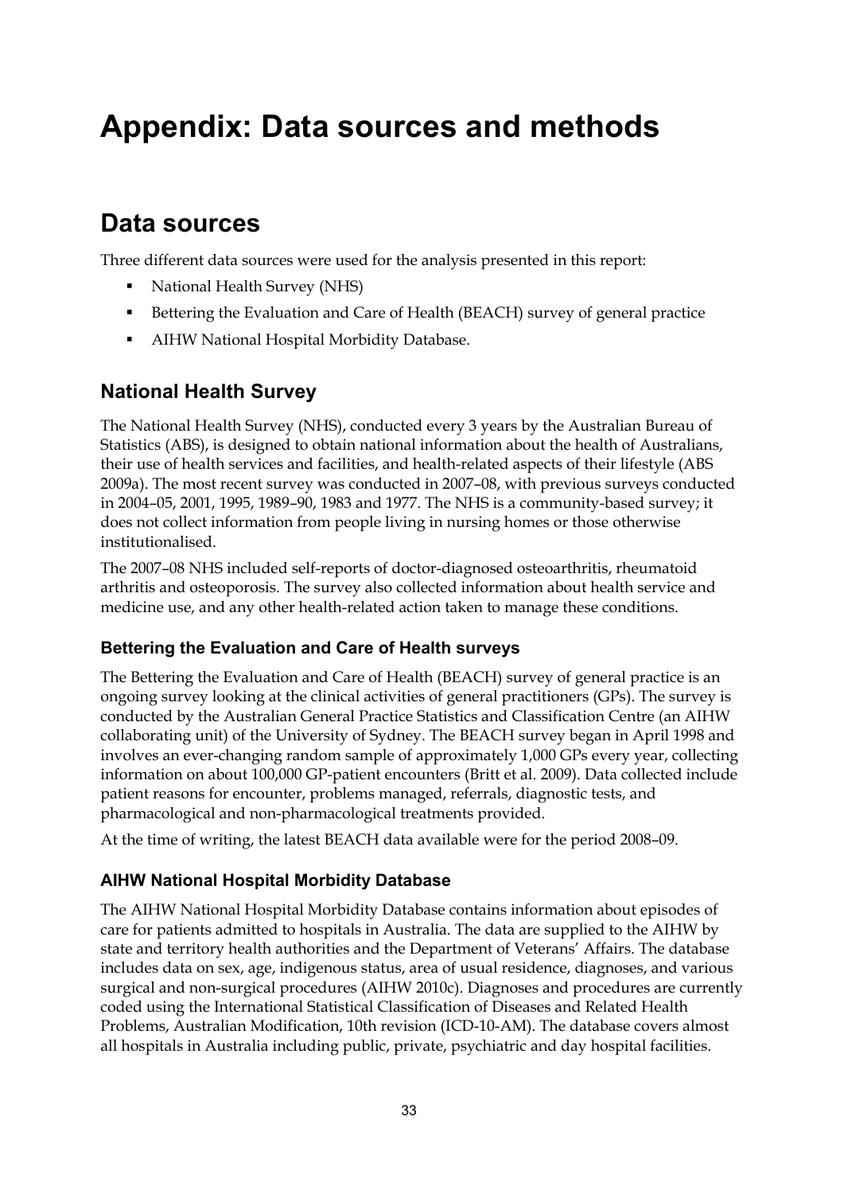# Appendix: Data sources and methods

## Data sources

Three different data sources were used for the analysis presented in this report:

- National Health Survey (NHS)
- Bettering the Evaluation and Care of Health (BEACH) survey of general practice
- AIHW National Hospital Morbidity Database.

### National Health Survey

The National Health Survey (NHS), conducted every 3 years by the Australian Bureau of Statistics (ABS), is designed to obtain national information about the health of Australians, their use of health services and facilities, and health-related aspects of their lifestyle (ABS 2009a). The most recent survey was conducted in 2007–08, with previous surveys conducted in 2004–05, 2001, 1995, 1989–90, 1983 and 1977. The NHS is a community-based survey; it does not collect information from people living in nursing homes or those otherwise institutionalised.

The 2007–08 NHS included self-reports of doctor-diagnosed osteoarthritis, rheumatoid arthritis and osteoporosis. The survey also collected information about health service and medicine use, and any other health-related action taken to manage these conditions.

#### Bettering the Evaluation and Care of Health surveys

The Bettering the Evaluation and Care of Health (BEACH) survey of general practice is an ongoing survey looking at the clinical activities of general practitioners (GPs). The survey is conducted by the Australian General Practice Statistics and Classification Centre (an AIHW collaborating unit) of the University of Sydney. The BEACH survey began in April 1998 and involves an ever-changing random sample of approximately 1,000 GPs every year, collecting information on about 100,000 GP-patient encounters (Britt et al. 2009). Data collected include patient reasons for encounter, problems managed, referrals, diagnostic tests, and pharmacological and non-pharmacological treatments provided.

At the time of writing, the latest BEACH data available were for the period 2008–09.

#### AIHW National Hospital Morbidity Database

The AIHW National Hospital Morbidity Database contains information about episodes of care for patients admitted to hospitals in Australia. The data are supplied to the AIHW by state and territory health authorities and the Department of Veterans' Affairs. The database includes data on sex, age, indigenous status, area of usual residence, diagnoses, and various surgical and non-surgical procedures (AIHW 2010c). Diagnoses and procedures are currently coded using the International Statistical Classification of Diseases and Related Health Problems, Australian Modification, 10th revision (ICD-10-AM). The database covers almost all hospitals in Australia including public, private, psychiatric and day hospital facilities.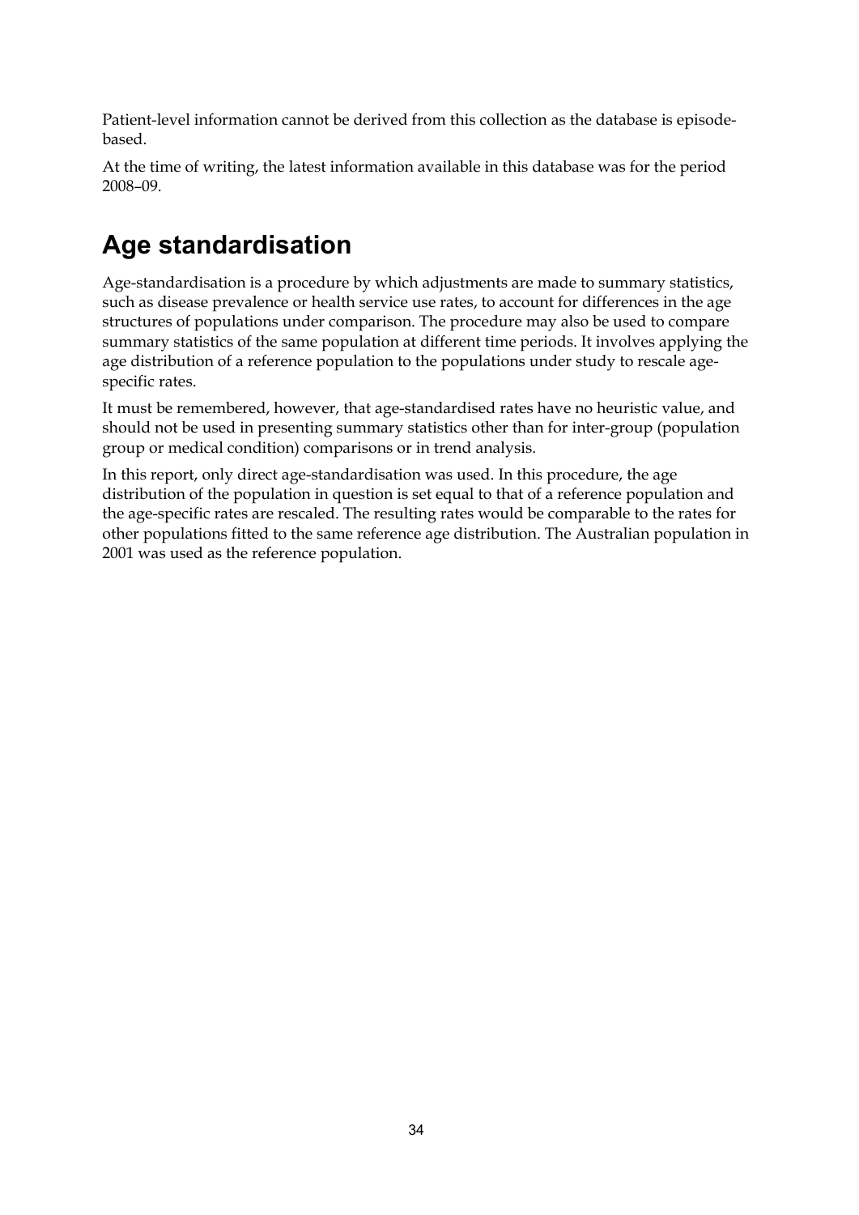Patient-level information cannot be derived from this collection as the database is episode-based.

At the time of writing, the latest information available in this database was for the period 2008–09.

# Age standardisation

Age-standardisation is a procedure by which adjustments are made to summary statistics, such as disease prevalence or health service use rates, to account for differences in the age structures of populations under comparison. The procedure may also be used to compare summary statistics of the same population at different time periods. It involves applying the age distribution of a reference population to the populations under study to rescale age-specific rates.

It must be remembered, however, that age-standardised rates have no heuristic value, and should not be used in presenting summary statistics other than for inter-group (population group or medical condition) comparisons or in trend analysis.

In this report, only direct age-standardisation was used. In this procedure, the age distribution of the population in question is set equal to that of a reference population and the age-specific rates are rescaled. The resulting rates would be comparable to the rates for other populations fitted to the same reference age distribution. The Australian population in 2001 was used as the reference population.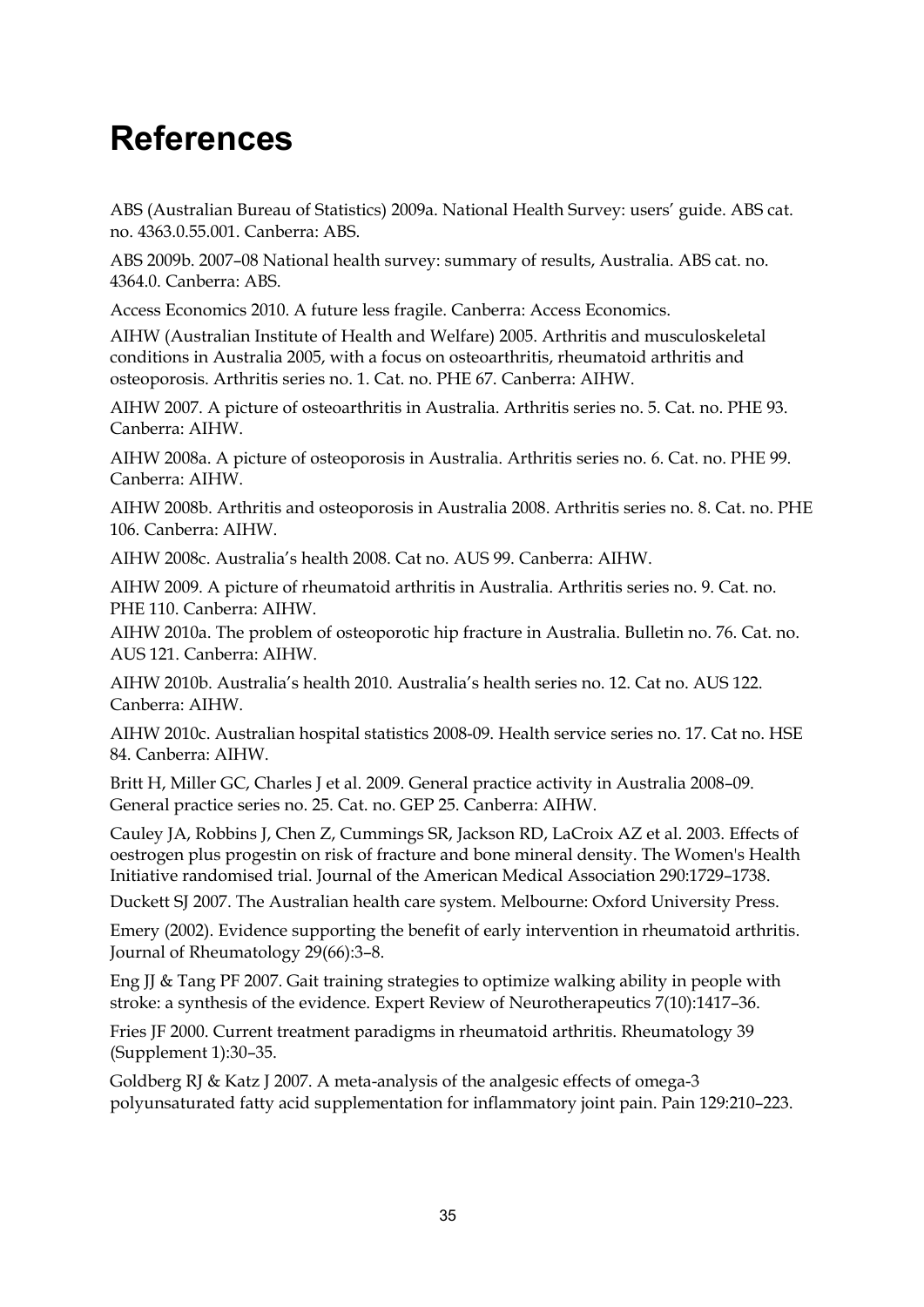# References

ABS (Australian Bureau of Statistics) 2009a. National Health Survey: users' guide. ABS cat. no. 4363.0.55.001. Canberra: ABS.

ABS 2009b. 2007–08 National health survey: summary of results, Australia. ABS cat. no. 4364.0. Canberra: ABS.

Access Economics 2010. A future less fragile. Canberra: Access Economics.

AIHW (Australian Institute of Health and Welfare) 2005. Arthritis and musculoskeletal conditions in Australia 2005, with a focus on osteoarthritis, rheumatoid arthritis and osteoporosis. Arthritis series no. 1. Cat. no. PHE 67. Canberra: AIHW.

AIHW 2007. A picture of osteoarthritis in Australia. Arthritis series no. 5. Cat. no. PHE 93. Canberra: AIHW.

AIHW 2008a. A picture of osteoporosis in Australia. Arthritis series no. 6. Cat. no. PHE 99. Canberra: AIHW.

AIHW 2008b. Arthritis and osteoporosis in Australia 2008. Arthritis series no. 8. Cat. no. PHE 106. Canberra: AIHW.

AIHW 2008c. Australia's health 2008. Cat no. AUS 99. Canberra: AIHW.

AIHW 2009. A picture of rheumatoid arthritis in Australia. Arthritis series no. 9. Cat. no. PHE 110. Canberra: AIHW.

AIHW 2010a. The problem of osteoporotic hip fracture in Australia. Bulletin no. 76. Cat. no. AUS 121. Canberra: AIHW.

AIHW 2010b. Australia's health 2010. Australia's health series no. 12. Cat no. AUS 122. Canberra: AIHW.

AIHW 2010c. Australian hospital statistics 2008-09. Health service series no. 17. Cat no. HSE 84. Canberra: AIHW.

Britt H, Miller GC, Charles J et al. 2009. General practice activity in Australia 2008–09. General practice series no. 25. Cat. no. GEP 25. Canberra: AIHW.

Cauley JA, Robbins J, Chen Z, Cummings SR, Jackson RD, LaCroix AZ et al. 2003. Effects of oestrogen plus progestin on risk of fracture and bone mineral density. The Women's Health Initiative randomised trial. Journal of the American Medical Association 290:1729–1738.

Duckett SJ 2007. The Australian health care system. Melbourne: Oxford University Press.

Emery (2002). Evidence supporting the benefit of early intervention in rheumatoid arthritis. Journal of Rheumatology 29(66):3–8.

Eng JJ & Tang PF 2007. Gait training strategies to optimize walking ability in people with stroke: a synthesis of the evidence. Expert Review of Neurotherapeutics 7(10):1417–36.

Fries JF 2000. Current treatment paradigms in rheumatoid arthritis. Rheumatology 39 (Supplement 1):30–35.

Goldberg RJ & Katz J 2007. A meta-analysis of the analgesic effects of omega-3 polyunsaturated fatty acid supplementation for inflammatory joint pain. Pain 129:210–223.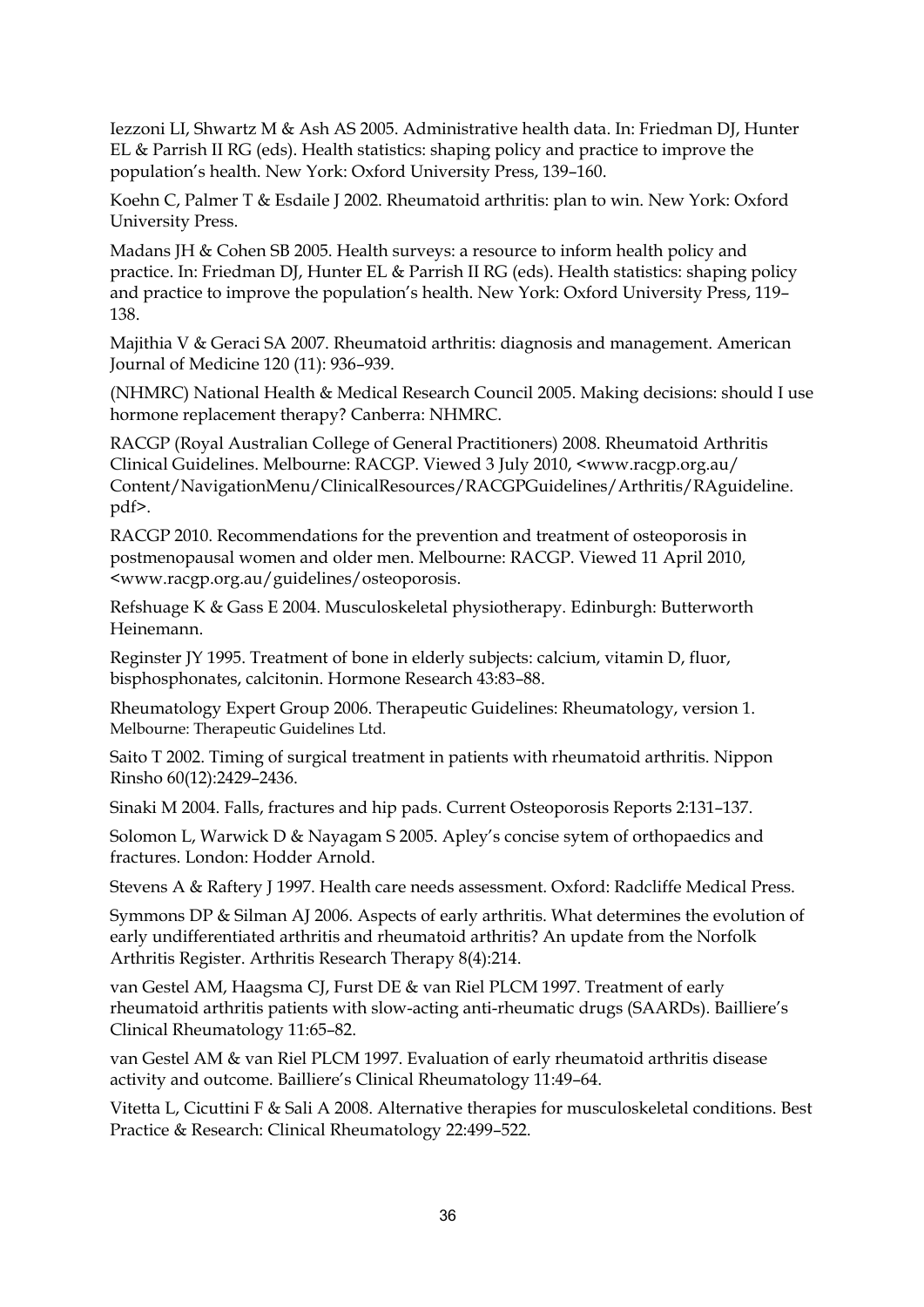Iezzoni LI, Shwartz M & Ash AS 2005. Administrative health data. In: Friedman DJ, Hunter EL & Parrish II RG (eds). Health statistics: shaping policy and practice to improve the population's health. New York: Oxford University Press, 139–160.

Koehn C, Palmer T & Esdaile J 2002. Rheumatoid arthritis: plan to win. New York: Oxford University Press.

Madans JH & Cohen SB 2005. Health surveys: a resource to inform health policy and practice. In: Friedman DJ, Hunter EL & Parrish II RG (eds). Health statistics: shaping policy and practice to improve the population's health. New York: Oxford University Press, 119–138.

Majithia V & Geraci SA 2007. Rheumatoid arthritis: diagnosis and management. American Journal of Medicine 120 (11): 936–939.

(NHMRC) National Health & Medical Research Council 2005. Making decisions: should I use hormone replacement therapy? Canberra: NHMRC.

RACGP (Royal Australian College of General Practitioners) 2008. Rheumatoid Arthritis Clinical Guidelines. Melbourne: RACGP. Viewed 3 July 2010, <www.racgp.org.au/Content/NavigationMenu/ClinicalResources/RACGPGuidelines/Arthritis/RAguideline.pdf>.

RACGP 2010. Recommendations for the prevention and treatment of osteoporosis in postmenopausal women and older men. Melbourne: RACGP. Viewed 11 April 2010, <www.racgp.org.au/guidelines/osteoporosis.

Refshuage K & Gass E 2004. Musculoskeletal physiotherapy. Edinburgh: Butterworth Heinemann.

Reginster JY 1995. Treatment of bone in elderly subjects: calcium, vitamin D, fluor, bisphosphonates, calcitonin. Hormone Research 43:83–88.

Rheumatology Expert Group 2006. Therapeutic Guidelines: Rheumatology, version 1. Melbourne: Therapeutic Guidelines Ltd.

Saito T 2002. Timing of surgical treatment in patients with rheumatoid arthritis. Nippon Rinsho 60(12):2429–2436.

Sinaki M 2004. Falls, fractures and hip pads. Current Osteoporosis Reports 2:131–137.

Solomon L, Warwick D & Nayagam S 2005. Apley's concise sytem of orthopaedics and fractures. London: Hodder Arnold.

Stevens A & Raftery J 1997. Health care needs assessment. Oxford: Radcliffe Medical Press.

Symmons DP & Silman AJ 2006. Aspects of early arthritis. What determines the evolution of early undifferentiated arthritis and rheumatoid arthritis? An update from the Norfolk Arthritis Register. Arthritis Research Therapy 8(4):214.

van Gestel AM, Haagsma CJ, Furst DE & van Riel PLCM 1997. Treatment of early rheumatoid arthritis patients with slow-acting anti-rheumatic drugs (SAARDs). Bailliere's Clinical Rheumatology 11:65–82.

van Gestel AM & van Riel PLCM 1997. Evaluation of early rheumatoid arthritis disease activity and outcome. Bailliere's Clinical Rheumatology 11:49–64.

Vitetta L, Cicuttini F & Sali A 2008. Alternative therapies for musculoskeletal conditions. Best Practice & Research: Clinical Rheumatology 22:499–522.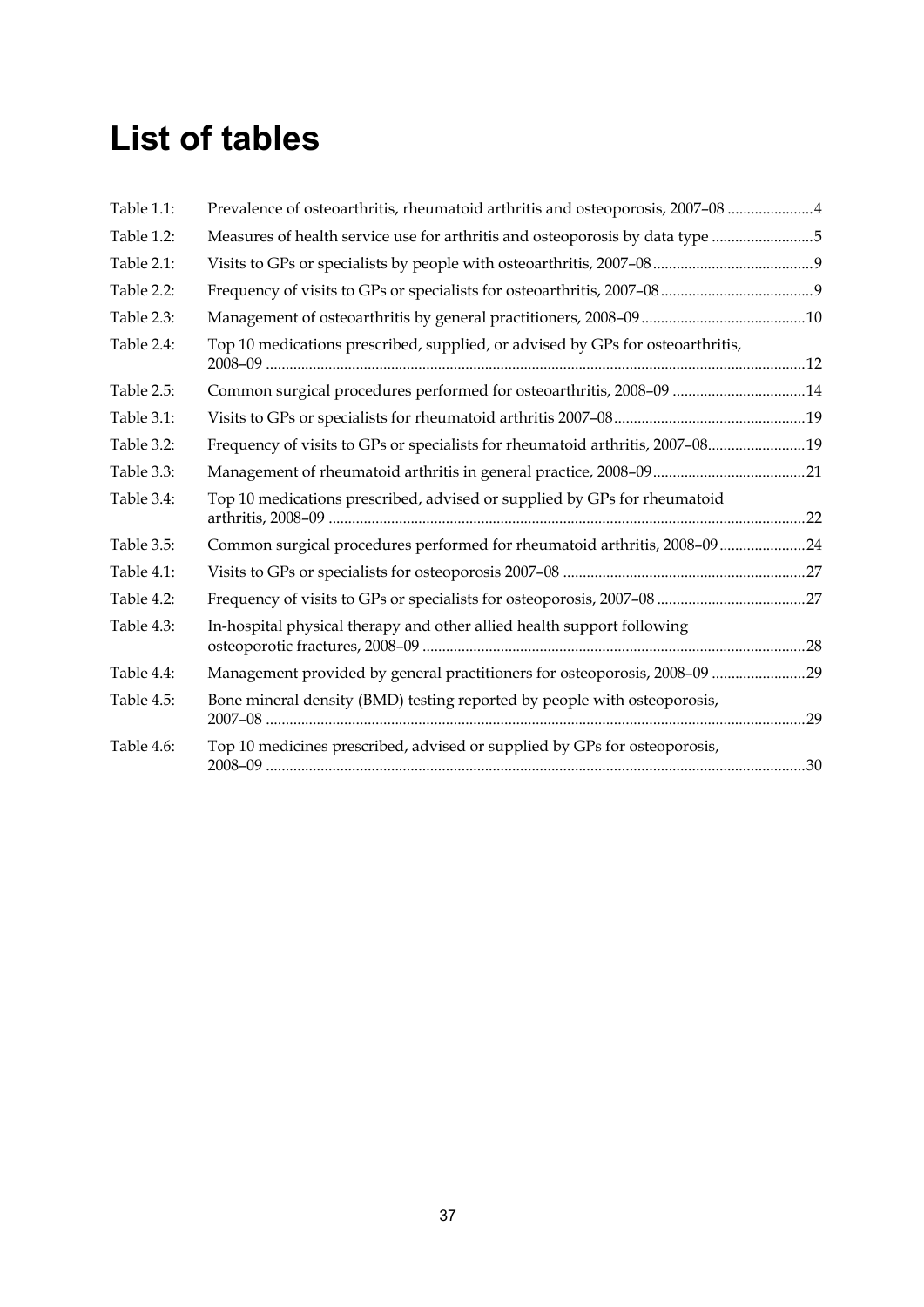# List of tables

| | | |
|---|---|---|
| Table 1.1: | Prevalence of osteoarthritis, rheumatoid arthritis and osteoporosis, 2007–08 | 4 |
| Table 1.2: | Measures of health service use for arthritis and osteoporosis by data type | 5 |
| Table 2.1: | Visits to GPs or specialists by people with osteoarthritis, 2007–08 | 9 |
| Table 2.2: | Frequency of visits to GPs or specialists for osteoarthritis, 2007–08 | 9 |
| Table 2.3: | Management of osteoarthritis by general practitioners, 2008–09 | 10 |
| Table 2.4: | Top 10 medications prescribed, supplied, or advised by GPs for osteoarthritis, 2008–09 | 12 |
| Table 2.5: | Common surgical procedures performed for osteoarthritis, 2008–09 | 14 |
| Table 3.1: | Visits to GPs or specialists for rheumatoid arthritis 2007–08 | 19 |
| Table 3.2: | Frequency of visits to GPs or specialists for rheumatoid arthritis, 2007–08 | 19 |
| Table 3.3: | Management of rheumatoid arthritis in general practice, 2008–09 | 21 |
| Table 3.4: | Top 10 medications prescribed, advised or supplied by GPs for rheumatoid arthritis, 2008–09 | 22 |
| Table 3.5: | Common surgical procedures performed for rheumatoid arthritis, 2008–09 | 24 |
| Table 4.1: | Visits to GPs or specialists for osteoporosis 2007–08 | 27 |
| Table 4.2: | Frequency of visits to GPs or specialists for osteoporosis, 2007–08 | 27 |
| Table 4.3: | In-hospital physical therapy and other allied health support following osteoporotic fractures, 2008–09 | 28 |
| Table 4.4: | Management provided by general practitioners for osteoporosis, 2008–09 | 29 |
| Table 4.5: | Bone mineral density (BMD) testing reported by people with osteoporosis, 2007–08 | 29 |
| Table 4.6: | Top 10 medicines prescribed, advised or supplied by GPs for osteoporosis, 2008–09 | 30 |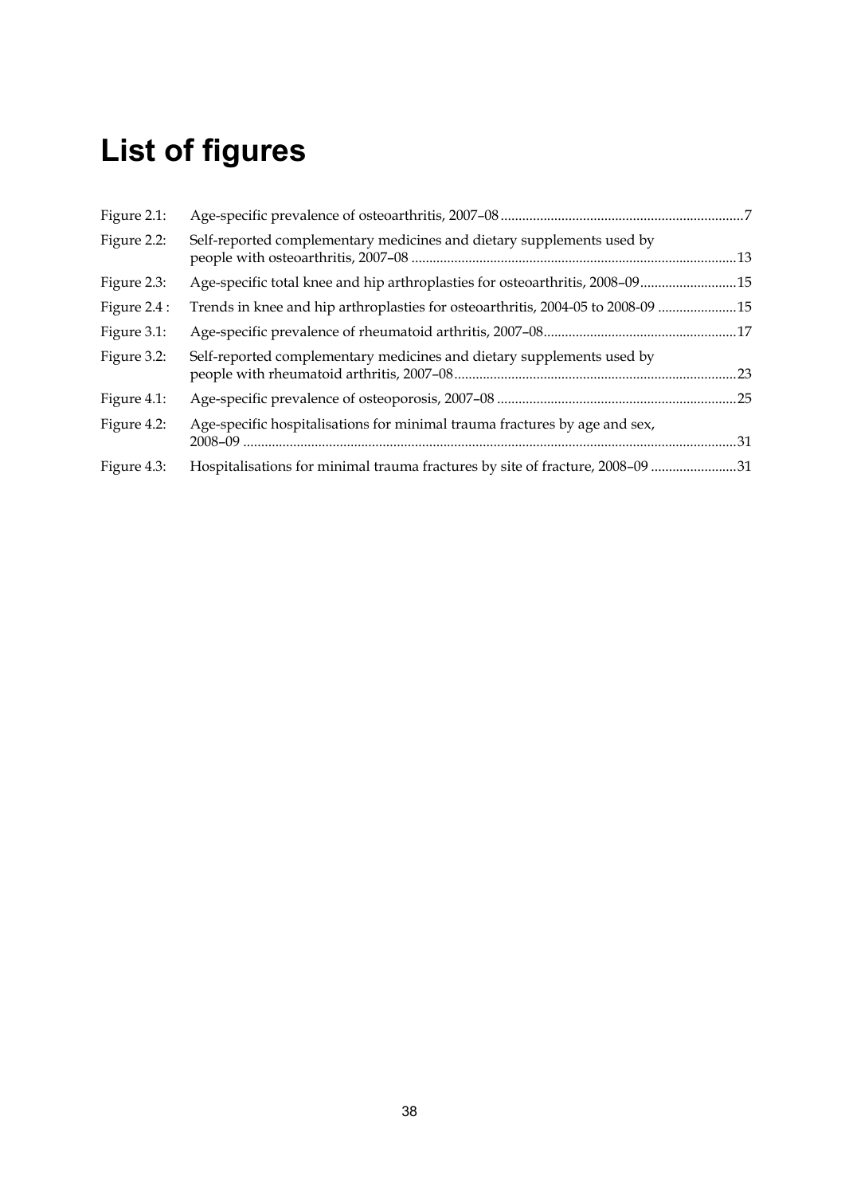# List of figures

Figure 2.1: Age-specific prevalence of osteoarthritis, 2007–08 ....................................................................7

Figure 2.2: Self-reported complementary medicines and dietary supplements used by people with osteoarthritis, 2007–08 ..........................................................................................13

Figure 2.3: Age-specific total knee and hip arthroplasties for osteoarthritis, 2008–09...........................15

Figure 2.4 : Trends in knee and hip arthroplasties for osteoarthritis, 2004-05 to 2008-09 ......................15

Figure 3.1: Age-specific prevalence of rheumatoid arthritis, 2007–08.....................................................17

Figure 3.2: Self-reported complementary medicines and dietary supplements used by people with rheumatoid arthritis, 2007–08..............................................................................23

Figure 4.1: Age-specific prevalence of osteoporosis, 2007–08 ..................................................................25

Figure 4.2: Age-specific hospitalisations for minimal trauma fractures by age and sex, 2008–09 .........................................................................................................................................31

Figure 4.3: Hospitalisations for minimal trauma fractures by site of fracture, 2008–09 ........................31